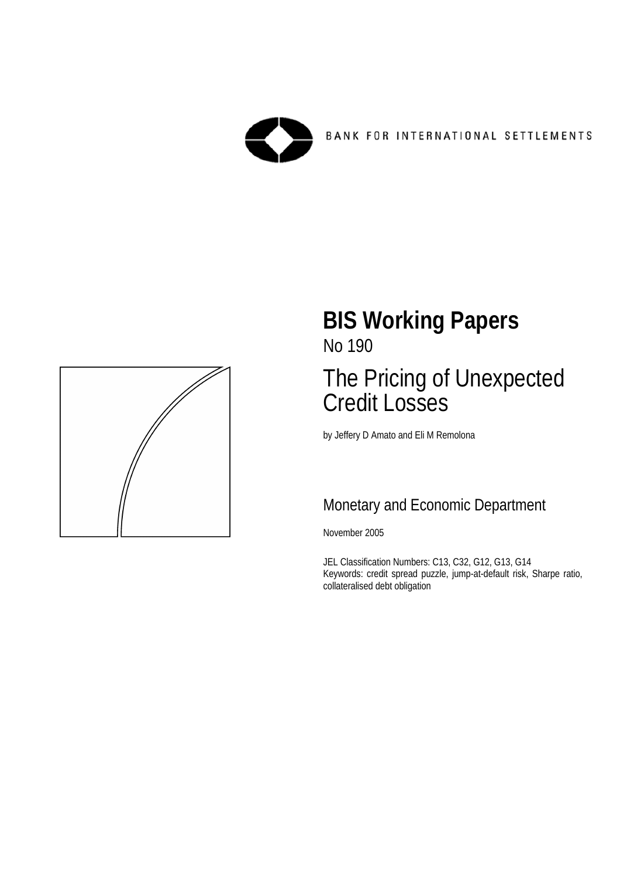BANK FOR INTERNATIONAL SETTLEMENTS

# BIS Working Papers

No 190

## The Pricing of Unexpected Credit Losses

by Jeffery D Amato and Eli M Remolona

Monetary and Economic Department

November 2005

JEL Classification Numbers: C13, C32, G12, G13, G14
Keywords: credit spread puzzle, jump-at-default risk, Sharpe ratio, collateralised debt obligation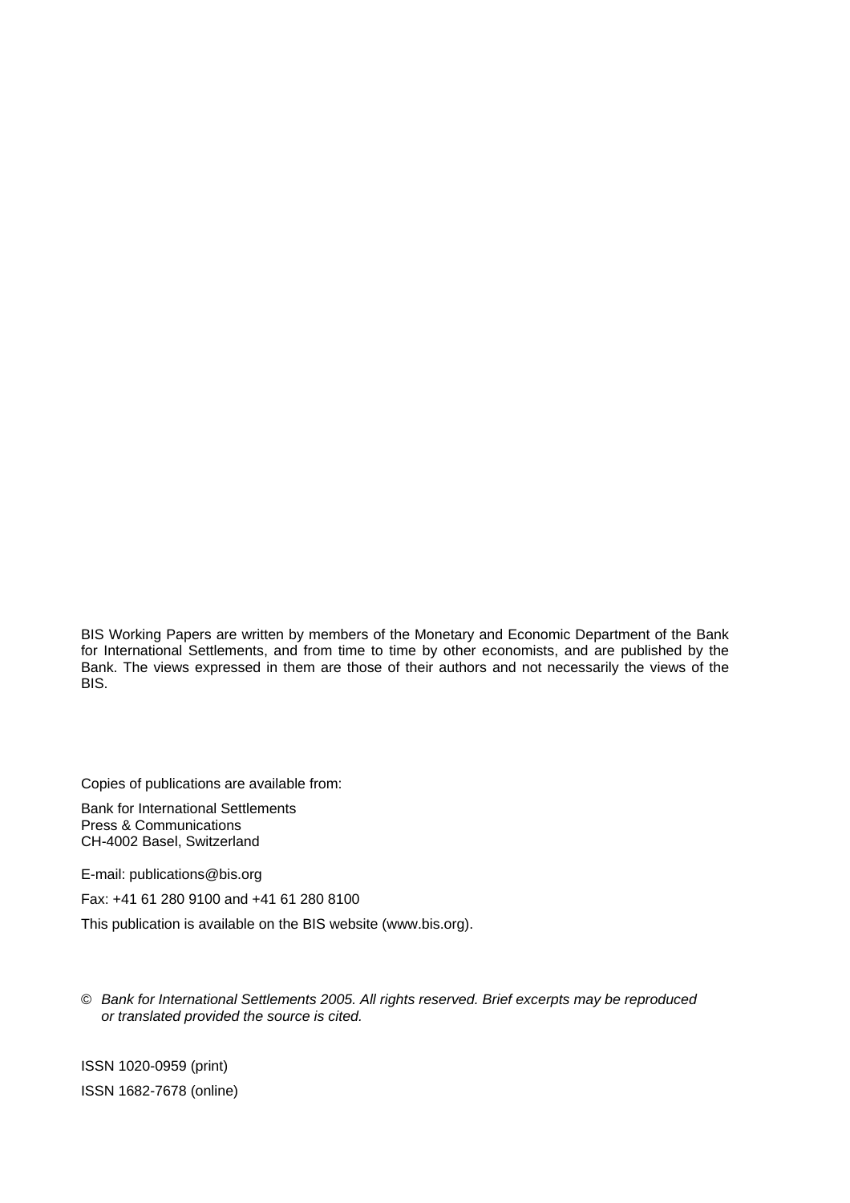BIS Working Papers are written by members of the Monetary and Economic Department of the Bank for International Settlements, and from time to time by other economists, and are published by the Bank. The views expressed in them are those of their authors and not necessarily the views of the BIS.

Copies of publications are available from:

Bank for International Settlements  
Press & Communications  
CH-4002 Basel, Switzerland

E-mail: publications@bis.org

Fax: +41 61 280 9100 and +41 61 280 8100

This publication is available on the BIS website (www.bis.org).

© *Bank for International Settlements 2005. All rights reserved. Brief excerpts may be reproduced or translated provided the source is cited.*

ISSN 1020-0959 (print)

ISSN 1682-7678 (online)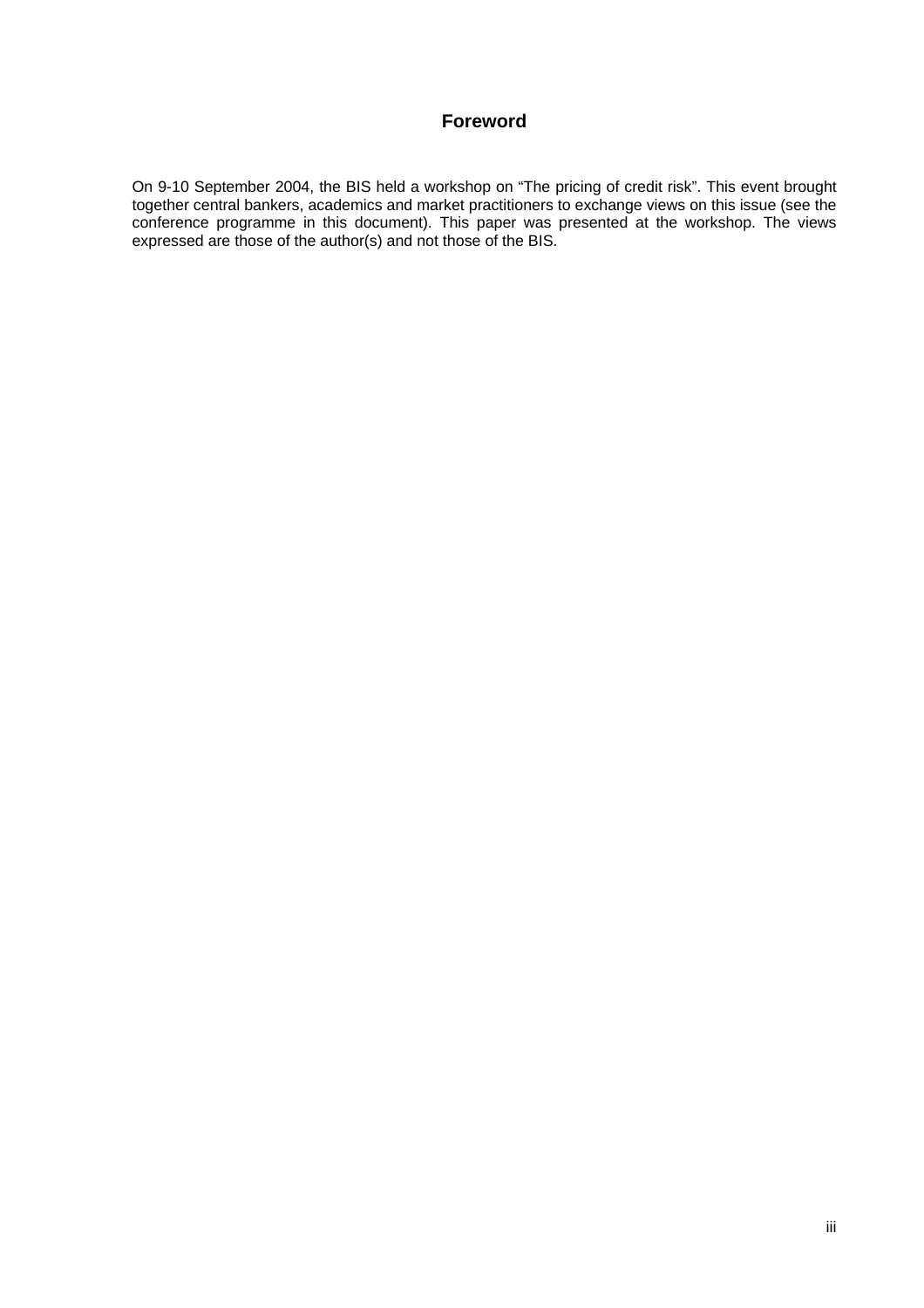## Foreword

On 9-10 September 2004, the BIS held a workshop on “The pricing of credit risk”. This event brought together central bankers, academics and market practitioners to exchange views on this issue (see the conference programme in this document). This paper was presented at the workshop. The views expressed are those of the author(s) and not those of the BIS.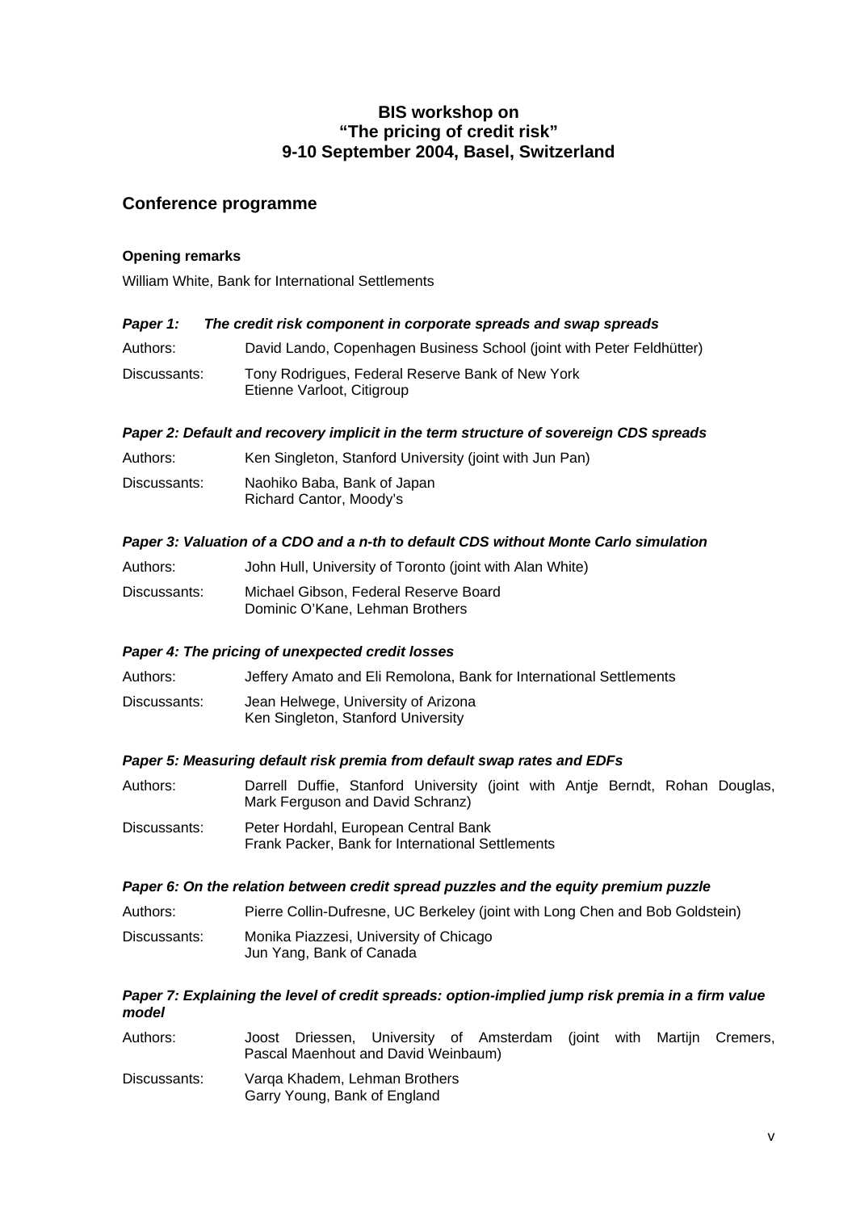# BIS workshop on "The pricing of credit risk" 9-10 September 2004, Basel, Switzerland

## Conference programme

**Opening remarks**

William White, Bank for International Settlements

***Paper 1: The credit risk component in corporate spreads and swap spreads***

Authors: David Lando, Copenhagen Business School (joint with Peter Feldhütter)

Discussants: Tony Rodrigues, Federal Reserve Bank of New York
Etienne Varloot, Citigroup

***Paper 2: Default and recovery implicit in the term structure of sovereign CDS spreads***

Authors: Ken Singleton, Stanford University (joint with Jun Pan)

Discussants: Naohiko Baba, Bank of Japan
Richard Cantor, Moody's

***Paper 3: Valuation of a CDO and a n-th to default CDS without Monte Carlo simulation***

Authors: John Hull, University of Toronto (joint with Alan White)

Discussants: Michael Gibson, Federal Reserve Board
Dominic O'Kane, Lehman Brothers

***Paper 4: The pricing of unexpected credit losses***

Authors: Jeffery Amato and Eli Remolona, Bank for International Settlements

Discussants: Jean Helwege, University of Arizona
Ken Singleton, Stanford University

***Paper 5: Measuring default risk premia from default swap rates and EDFs***

Authors: Darrell Duffie, Stanford University (joint with Antje Berndt, Rohan Douglas, Mark Ferguson and David Schranz)

Discussants: Peter Hordahl, European Central Bank
Frank Packer, Bank for International Settlements

***Paper 6: On the relation between credit spread puzzles and the equity premium puzzle***

Authors: Pierre Collin-Dufresne, UC Berkeley (joint with Long Chen and Bob Goldstein)

Discussants: Monika Piazzesi, University of Chicago
Jun Yang, Bank of Canada

***Paper 7: Explaining the level of credit spreads: option-implied jump risk premia in a firm value model***

Authors: Joost Driessen, University of Amsterdam (joint with Martijn Cremers, Pascal Maenhout and David Weinbaum)

Discussants: Varqa Khadem, Lehman Brothers
Garry Young, Bank of England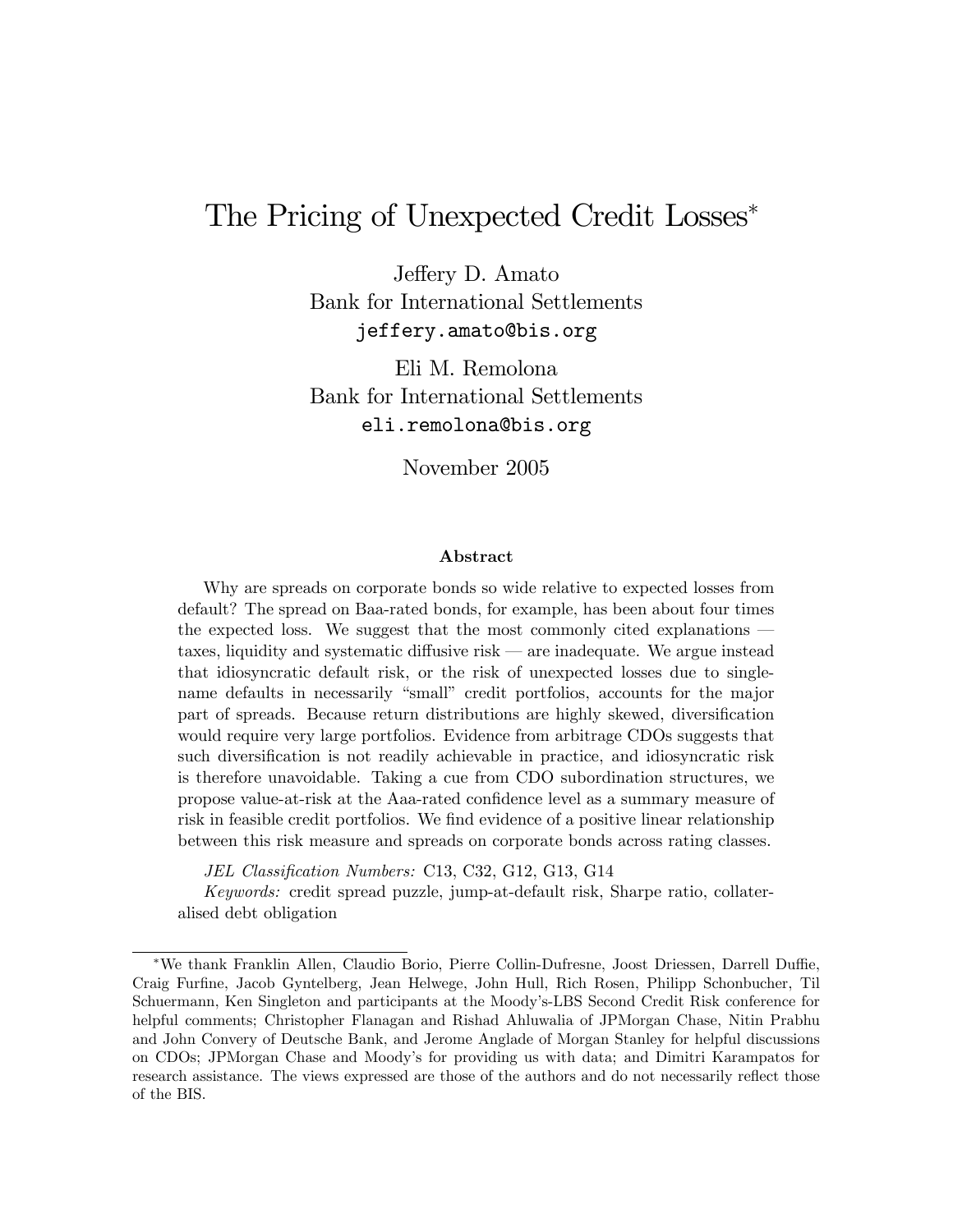# The Pricing of Unexpected Credit Losses*

Jeffery D. Amato
Bank for International Settlements
jeffery.amato@bis.org

Eli M. Remolona
Bank for International Settlements
eli.remolona@bis.org

November 2005

### Abstract

Why are spreads on corporate bonds so wide relative to expected losses from default? The spread on Baa-rated bonds, for example, has been about four times the expected loss. We suggest that the most commonly cited explanations — taxes, liquidity and systematic diffusive risk — are inadequate. We argue instead that idiosyncratic default risk, or the risk of unexpected losses due to single-name defaults in necessarily "small" credit portfolios, accounts for the major part of spreads. Because return distributions are highly skewed, diversification would require very large portfolios. Evidence from arbitrage CDOs suggests that such diversification is not readily achievable in practice, and idiosyncratic risk is therefore unavoidable. Taking a cue from CDO subordination structures, we propose value-at-risk at the Aaa-rated confidence level as a summary measure of risk in feasible credit portfolios. We find evidence of a positive linear relationship between this risk measure and spreads on corporate bonds across rating classes.

*JEL Classification Numbers:* C13, C32, G12, G13, G14

*Keywords:* credit spread puzzle, jump-at-default risk, Sharpe ratio, collateralised debt obligation

---

*We thank Franklin Allen, Claudio Borio, Pierre Collin-Dufresne, Joost Driessen, Darrell Duffie, Craig Furfine, Jacob Gyntelberg, Jean Helwege, John Hull, Rich Rosen, Philipp Schonbucher, Til Schuermann, Ken Singleton and participants at the Moody's-LBS Second Credit Risk conference for helpful comments; Christopher Flanagan and Rishad Ahluwalia of JPMorgan Chase, Nitin Prabhu and John Convery of Deutsche Bank, and Jerome Anglade of Morgan Stanley for helpful discussions on CDOs; JPMorgan Chase and Moody's for providing us with data; and Dimitri Karampatos for research assistance. The views expressed are those of the authors and do not necessarily reflect those of the BIS.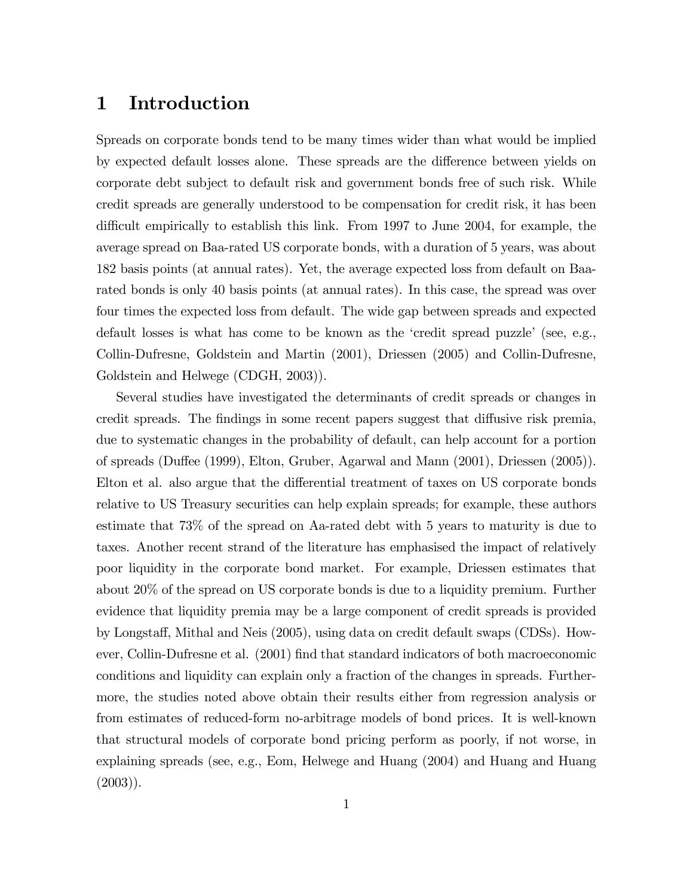# 1 Introduction

Spreads on corporate bonds tend to be many times wider than what would be implied by expected default losses alone. These spreads are the difference between yields on corporate debt subject to default risk and government bonds free of such risk. While credit spreads are generally understood to be compensation for credit risk, it has been difficult empirically to establish this link. From 1997 to June 2004, for example, the average spread on Baa-rated US corporate bonds, with a duration of 5 years, was about 182 basis points (at annual rates). Yet, the average expected loss from default on Baa-rated bonds is only 40 basis points (at annual rates). In this case, the spread was over four times the expected loss from default. The wide gap between spreads and expected default losses is what has come to be known as the 'credit spread puzzle' (see, e.g., Collin-Dufresne, Goldstein and Martin (2001), Driessen (2005) and Collin-Dufresne, Goldstein and Helwege (CDGH, 2003)).

Several studies have investigated the determinants of credit spreads or changes in credit spreads. The findings in some recent papers suggest that diffusive risk premia, due to systematic changes in the probability of default, can help account for a portion of spreads (Duffee (1999), Elton, Gruber, Agarwal and Mann (2001), Driessen (2005)). Elton et al. also argue that the differential treatment of taxes on US corporate bonds relative to US Treasury securities can help explain spreads; for example, these authors estimate that 73% of the spread on Aa-rated debt with 5 years to maturity is due to taxes. Another recent strand of the literature has emphasised the impact of relatively poor liquidity in the corporate bond market. For example, Driessen estimates that about 20% of the spread on US corporate bonds is due to a liquidity premium. Further evidence that liquidity premia may be a large component of credit spreads is provided by Longstaff, Mithal and Neis (2005), using data on credit default swaps (CDSs). However, Collin-Dufresne et al. (2001) find that standard indicators of both macroeconomic conditions and liquidity can explain only a fraction of the changes in spreads. Furthermore, the studies noted above obtain their results either from regression analysis or from estimates of reduced-form no-arbitrage models of bond prices. It is well-known that structural models of corporate bond pricing perform as poorly, if not worse, in explaining spreads (see, e.g., Eom, Helwege and Huang (2004) and Huang and Huang (2003)).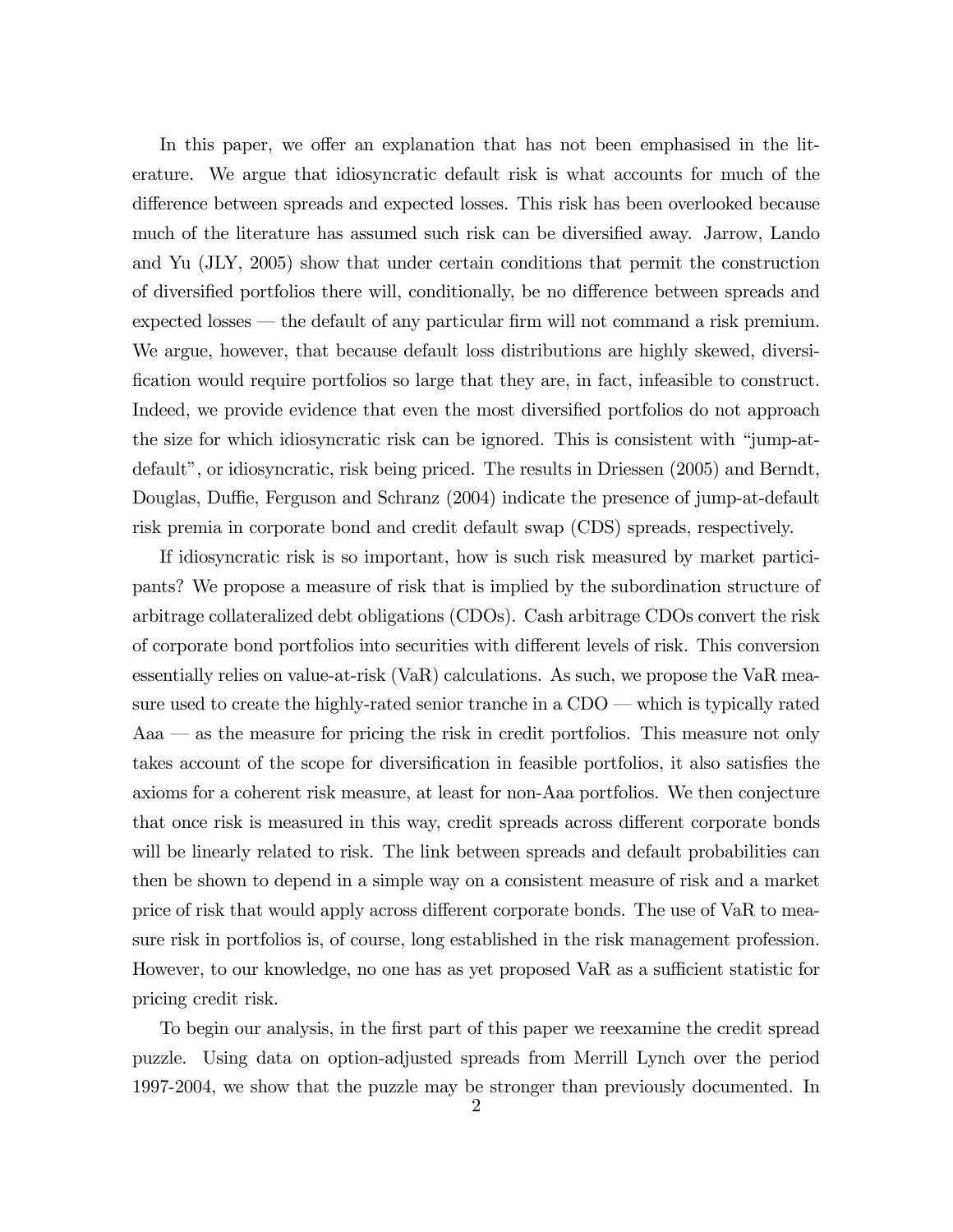In this paper, we offer an explanation that has not been emphasised in the literature. We argue that idiosyncratic default risk is what accounts for much of the difference between spreads and expected losses. This risk has been overlooked because much of the literature has assumed such risk can be diversified away. Jarrow, Lando and Yu (JLY, 2005) show that under certain conditions that permit the construction of diversified portfolios there will, conditionally, be no difference between spreads and expected losses — the default of any particular firm will not command a risk premium. We argue, however, that because default loss distributions are highly skewed, diversification would require portfolios so large that they are, in fact, infeasible to construct. Indeed, we provide evidence that even the most diversified portfolios do not approach the size for which idiosyncratic risk can be ignored. This is consistent with "jump-at-default", or idiosyncratic, risk being priced. The results in Driessen (2005) and Berndt, Douglas, Duffie, Ferguson and Schranz (2004) indicate the presence of jump-at-default risk premia in corporate bond and credit default swap (CDS) spreads, respectively.

If idiosyncratic risk is so important, how is such risk measured by market participants? We propose a measure of risk that is implied by the subordination structure of arbitrage collateralized debt obligations (CDOs). Cash arbitrage CDOs convert the risk of corporate bond portfolios into securities with different levels of risk. This conversion essentially relies on value-at-risk (VaR) calculations. As such, we propose the VaR measure used to create the highly-rated senior tranche in a CDO — which is typically rated Aaa — as the measure for pricing the risk in credit portfolios. This measure not only takes account of the scope for diversification in feasible portfolios, it also satisfies the axioms for a coherent risk measure, at least for non-Aaa portfolios. We then conjecture that once risk is measured in this way, credit spreads across different corporate bonds will be linearly related to risk. The link between spreads and default probabilities can then be shown to depend in a simple way on a consistent measure of risk and a market price of risk that would apply across different corporate bonds. The use of VaR to measure risk in portfolios is, of course, long established in the risk management profession. However, to our knowledge, no one has as yet proposed VaR as a sufficient statistic for pricing credit risk.

To begin our analysis, in the first part of this paper we reexamine the credit spread puzzle. Using data on option-adjusted spreads from Merrill Lynch over the period 1997-2004, we show that the puzzle may be stronger than previously documented. In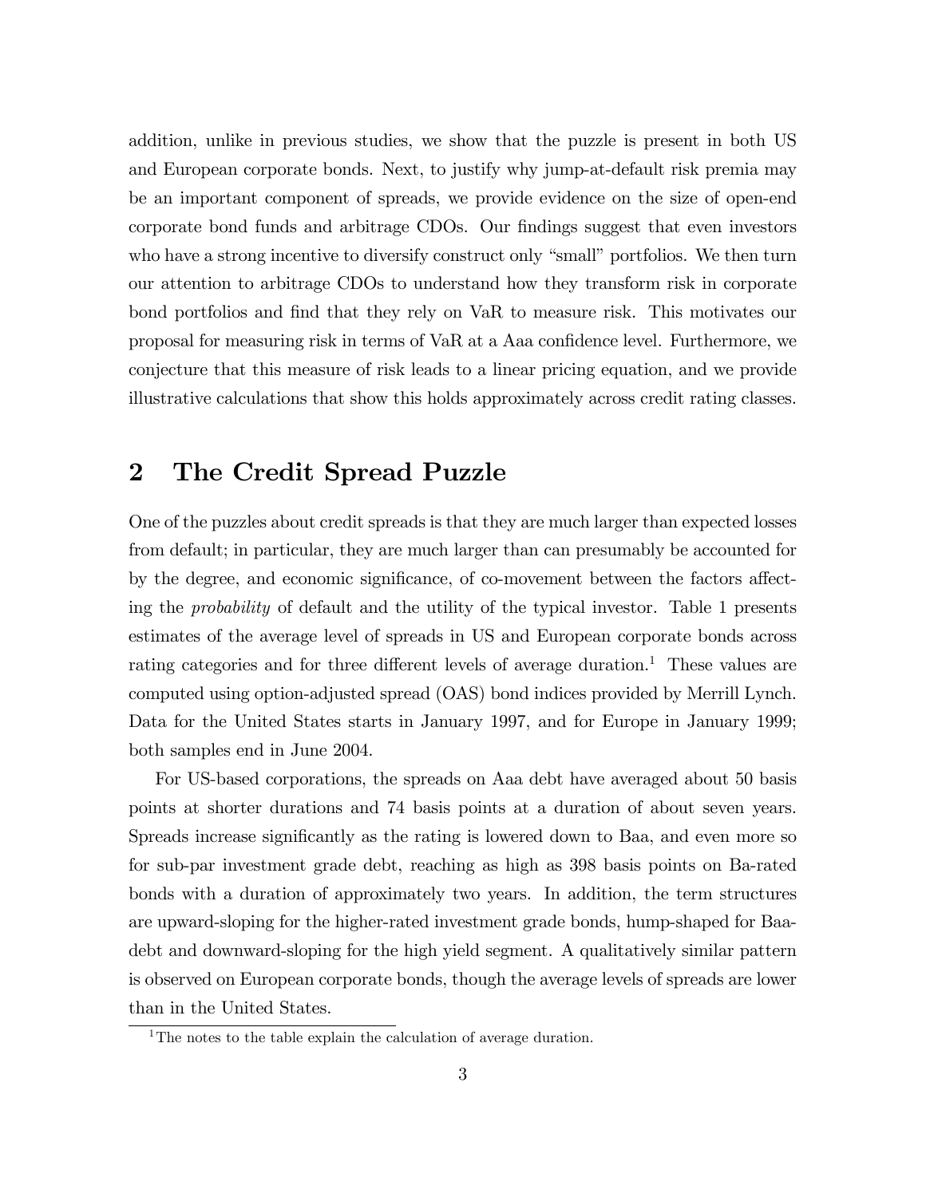addition, unlike in previous studies, we show that the puzzle is present in both US and European corporate bonds. Next, to justify why jump-at-default risk premia may be an important component of spreads, we provide evidence on the size of open-end corporate bond funds and arbitrage CDOs. Our findings suggest that even investors who have a strong incentive to diversify construct only "small" portfolios. We then turn our attention to arbitrage CDOs to understand how they transform risk in corporate bond portfolios and find that they rely on VaR to measure risk. This motivates our proposal for measuring risk in terms of VaR at a Aaa confidence level. Furthermore, we conjecture that this measure of risk leads to a linear pricing equation, and we provide illustrative calculations that show this holds approximately across credit rating classes.

## 2 The Credit Spread Puzzle

One of the puzzles about credit spreads is that they are much larger than expected losses from default; in particular, they are much larger than can presumably be accounted for by the degree, and economic significance, of co-movement between the factors affecting the *probability* of default and the utility of the typical investor. Table 1 presents estimates of the average level of spreads in US and European corporate bonds across rating categories and for three different levels of average duration.[1] These values are computed using option-adjusted spread (OAS) bond indices provided by Merrill Lynch. Data for the United States starts in January 1997, and for Europe in January 1999; both samples end in June 2004.

For US-based corporations, the spreads on Aaa debt have averaged about 50 basis points at shorter durations and 74 basis points at a duration of about seven years. Spreads increase significantly as the rating is lowered down to Baa, and even more so for sub-par investment grade debt, reaching as high as 398 basis points on Ba-rated bonds with a duration of approximately two years. In addition, the term structures are upward-sloping for the higher-rated investment grade bonds, hump-shaped for Baa-debt and downward-sloping for the high yield segment. A qualitatively similar pattern is observed on European corporate bonds, though the average levels of spreads are lower than in the United States.

[1] The notes to the table explain the calculation of average duration.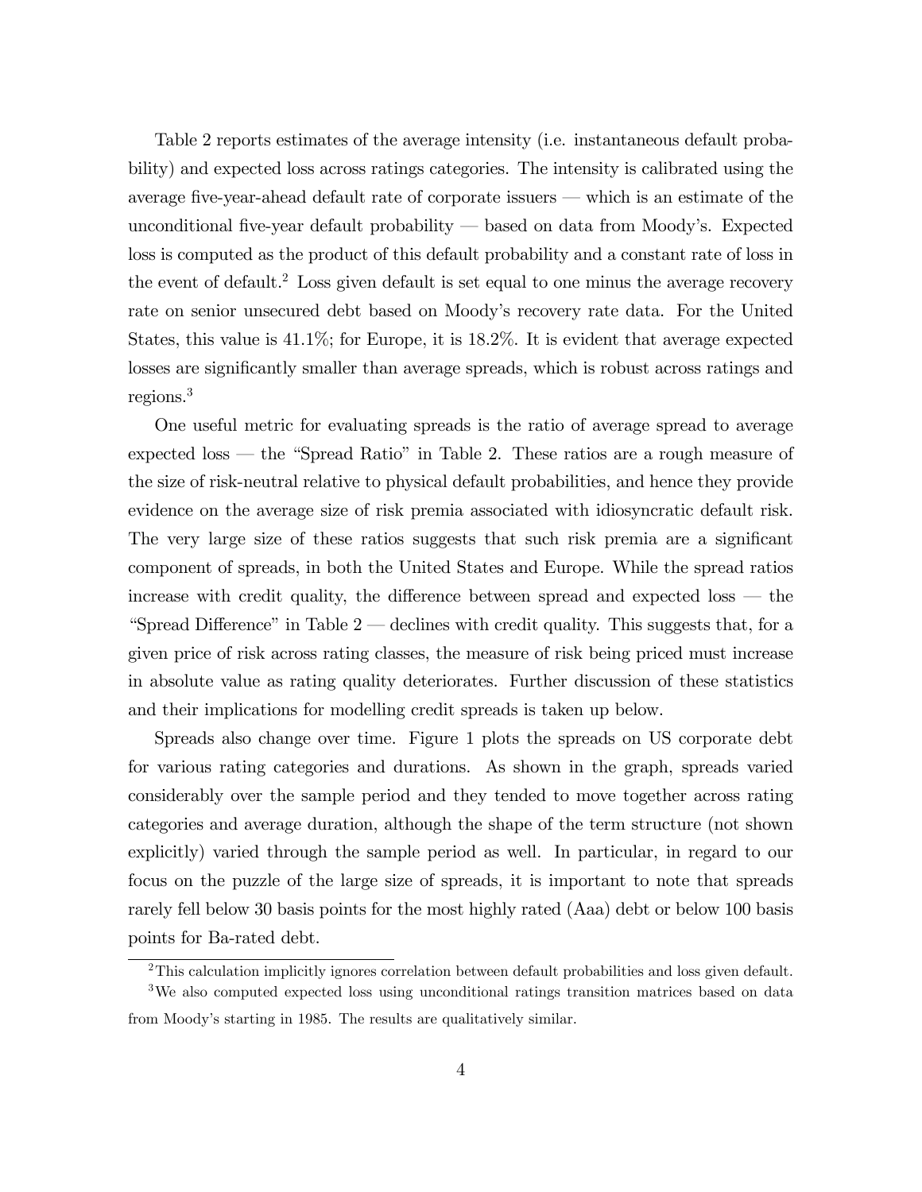Table 2 reports estimates of the average intensity (i.e. instantaneous default probability) and expected loss across ratings categories. The intensity is calibrated using the average five-year-ahead default rate of corporate issuers — which is an estimate of the unconditional five-year default probability — based on data from Moody's. Expected loss is computed as the product of this default probability and a constant rate of loss in the event of default.[2] Loss given default is set equal to one minus the average recovery rate on senior unsecured debt based on Moody's recovery rate data. For the United States, this value is 41.1%; for Europe, it is 18.2%. It is evident that average expected losses are significantly smaller than average spreads, which is robust across ratings and regions.[3]

One useful metric for evaluating spreads is the ratio of average spread to average expected loss — the "Spread Ratio" in Table 2. These ratios are a rough measure of the size of risk-neutral relative to physical default probabilities, and hence they provide evidence on the average size of risk premia associated with idiosyncratic default risk. The very large size of these ratios suggests that such risk premia are a significant component of spreads, in both the United States and Europe. While the spread ratios increase with credit quality, the difference between spread and expected loss — the "Spread Difference" in Table 2 — declines with credit quality. This suggests that, for a given price of risk across rating classes, the measure of risk being priced must increase in absolute value as rating quality deteriorates. Further discussion of these statistics and their implications for modelling credit spreads is taken up below.

Spreads also change over time. Figure 1 plots the spreads on US corporate debt for various rating categories and durations. As shown in the graph, spreads varied considerably over the sample period and they tended to move together across rating categories and average duration, although the shape of the term structure (not shown explicitly) varied through the sample period as well. In particular, in regard to our focus on the puzzle of the large size of spreads, it is important to note that spreads rarely fell below 30 basis points for the most highly rated (Aaa) debt or below 100 basis points for Ba-rated debt.

[2] This calculation implicitly ignores correlation between default probabilities and loss given default.

[3] We also computed expected loss using unconditional ratings transition matrices based on data from Moody's starting in 1985. The results are qualitatively similar.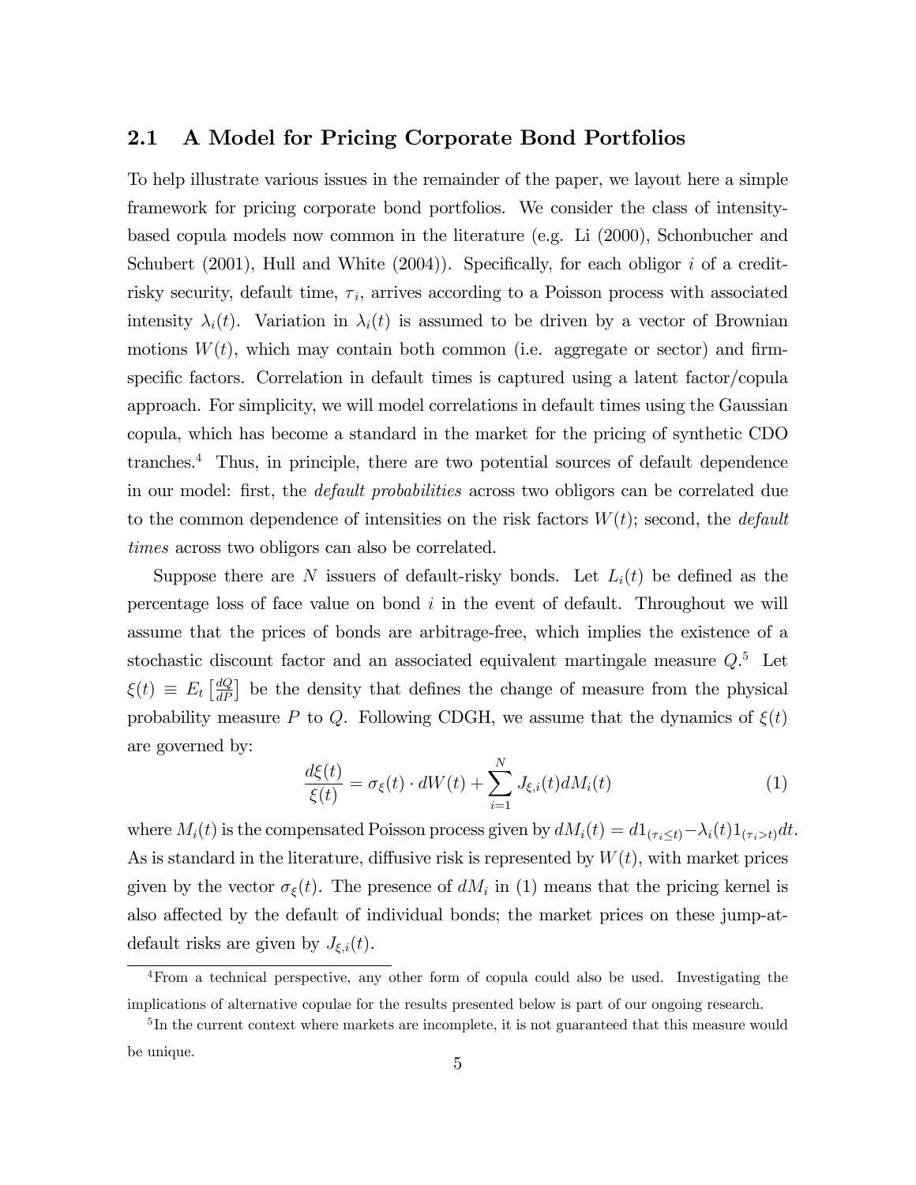## 2.1 A Model for Pricing Corporate Bond Portfolios

To help illustrate various issues in the remainder of the paper, we layout here a simple framework for pricing corporate bond portfolios. We consider the class of intensity-based copula models now common in the literature (e.g. Li (2000), Schonbucher and Schubert (2001), Hull and White (2004)). Specifically, for each obligor $i$ of a credit-risky security, default time, $\tau_i$, arrives according to a Poisson process with associated intensity $\lambda_i(t)$. Variation in $\lambda_i(t)$ is assumed to be driven by a vector of Brownian motions $W(t)$, which may contain both common (i.e. aggregate or sector) and firm-specific factors. Correlation in default times is captured using a latent factor/copula approach. For simplicity, we will model correlations in default times using the Gaussian copula, which has become a standard in the market for the pricing of synthetic CDO tranches.[4] Thus, in principle, there are two potential sources of default dependence in our model: first, the *default probabilities* across two obligors can be correlated due to the common dependence of intensities on the risk factors $W(t)$; second, the *default times* across two obligors can also be correlated.

Suppose there are $N$ issuers of default-risky bonds. Let $L_i(t)$ be defined as the percentage loss of face value on bond $i$ in the event of default. Throughout we will assume that the prices of bonds are arbitrage-free, which implies the existence of a stochastic discount factor and an associated equivalent martingale measure $Q$.[5] Let $\xi(t) \equiv E_t\left[\frac{dQ}{dP}\right]$ be the density that defines the change of measure from the physical probability measure $P$ to $Q$. Following CDGH, we assume that the dynamics of $\xi(t)$ are governed by:

$$\frac{d\xi(t)}{\xi(t)} = \sigma_\xi(t) \cdot dW(t) + \sum_{i=1}^{N} J_{\xi,i}(t) dM_i(t) \tag{1}$$

where $M_i(t)$ is the compensated Poisson process given by $dM_i(t) = d1_{(\tau_i \leq t)} - \lambda_i(t) 1_{(\tau_i > t)} dt$. As is standard in the literature, diffusive risk is represented by $W(t)$, with market prices given by the vector $\sigma_\xi(t)$. The presence of $dM_i$ in (1) means that the pricing kernel is also affected by the default of individual bonds; the market prices on these jump-at-default risks are given by $J_{\xi,i}(t)$.

[4] From a technical perspective, any other form of copula could also be used. Investigating the implications of alternative copulae for the results presented below is part of our ongoing research.

[5] In the current context where markets are incomplete, it is not guaranteed that this measure would be unique.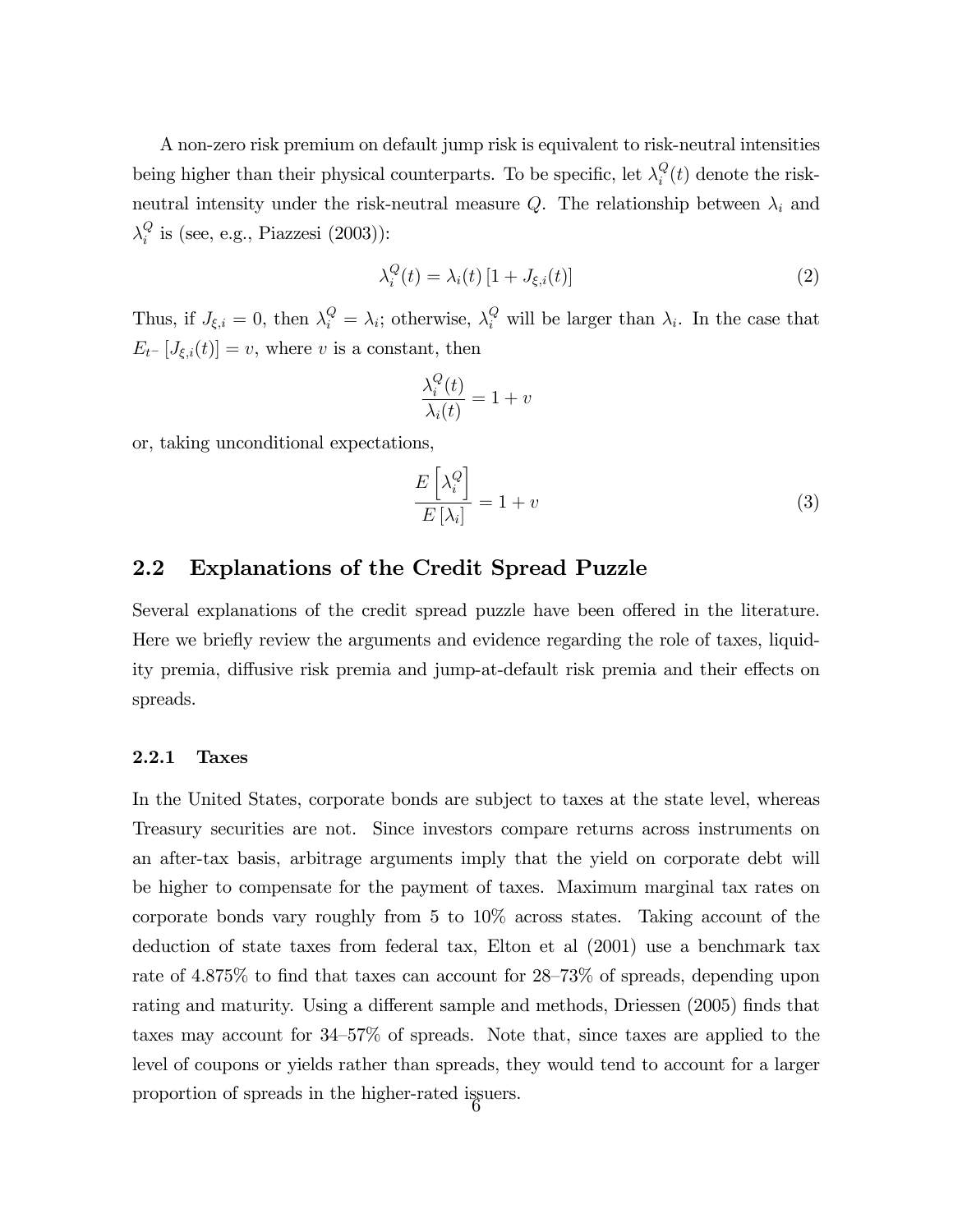A non-zero risk premium on default jump risk is equivalent to risk-neutral intensities being higher than their physical counterparts. To be specific, let $\lambda_i^Q(t)$ denote the risk-neutral intensity under the risk-neutral measure $Q$. The relationship between $\lambda_i$ and $\lambda_i^Q$ is (see, e.g., Piazzesi (2003)):

$$\lambda_i^Q(t) = \lambda_i(t)\left[1 + J_{\xi,i}(t)\right] \tag{2}$$

Thus, if $J_{\xi,i} = 0$, then $\lambda_i^Q = \lambda_i$; otherwise, $\lambda_i^Q$ will be larger than $\lambda_i$. In the case that $E_{t^-}\left[J_{\xi,i}(t)\right] = v$, where $v$ is a constant, then

$$\frac{\lambda_i^Q(t)}{\lambda_i(t)} = 1 + v$$

or, taking unconditional expectations,

$$\frac{E\left[\lambda_i^Q\right]}{E\left[\lambda_i\right]} = 1 + v \tag{3}$$

## 2.2 Explanations of the Credit Spread Puzzle

Several explanations of the credit spread puzzle have been offered in the literature. Here we briefly review the arguments and evidence regarding the role of taxes, liquidity premia, diffusive risk premia and jump-at-default risk premia and their effects on spreads.

### 2.2.1 Taxes

In the United States, corporate bonds are subject to taxes at the state level, whereas Treasury securities are not. Since investors compare returns across instruments on an after-tax basis, arbitrage arguments imply that the yield on corporate debt will be higher to compensate for the payment of taxes. Maximum marginal tax rates on corporate bonds vary roughly from 5 to 10% across states. Taking account of the deduction of state taxes from federal tax, Elton et al (2001) use a benchmark tax rate of 4.875% to find that taxes can account for 28–73% of spreads, depending upon rating and maturity. Using a different sample and methods, Driessen (2005) finds that taxes may account for 34–57% of spreads. Note that, since taxes are applied to the level of coupons or yields rather than spreads, they would tend to account for a larger proportion of spreads in the higher-rated issuers.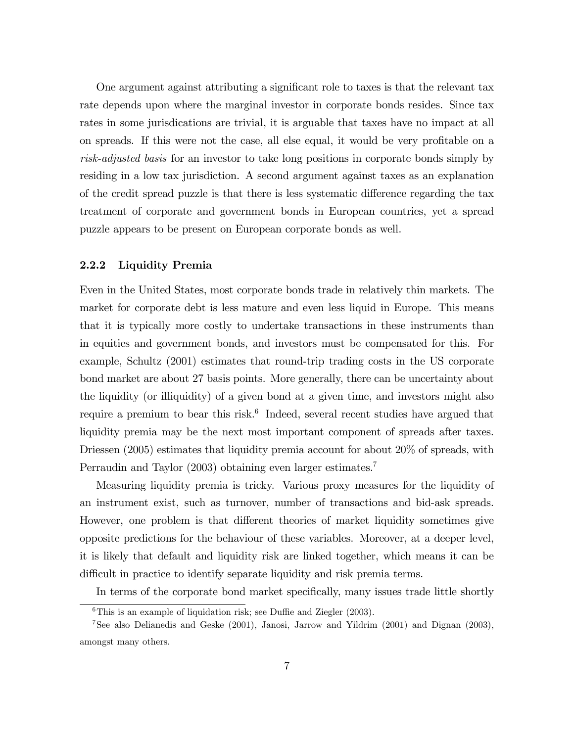One argument against attributing a significant role to taxes is that the relevant tax rate depends upon where the marginal investor in corporate bonds resides. Since tax rates in some jurisdications are trivial, it is arguable that taxes have no impact at all on spreads. If this were not the case, all else equal, it would be very profitable on a *risk-adjusted basis* for an investor to take long positions in corporate bonds simply by residing in a low tax jurisdiction. A second argument against taxes as an explanation of the credit spread puzzle is that there is less systematic difference regarding the tax treatment of corporate and government bonds in European countries, yet a spread puzzle appears to be present on European corporate bonds as well.

### 2.2.2 Liquidity Premia

Even in the United States, most corporate bonds trade in relatively thin markets. The market for corporate debt is less mature and even less liquid in Europe. This means that it is typically more costly to undertake transactions in these instruments than in equities and government bonds, and investors must be compensated for this. For example, Schultz (2001) estimates that round-trip trading costs in the US corporate bond market are about 27 basis points. More generally, there can be uncertainty about the liquidity (or illiquidity) of a given bond at a given time, and investors might also require a premium to bear this risk.[6] Indeed, several recent studies have argued that liquidity premia may be the next most important component of spreads after taxes. Driessen (2005) estimates that liquidity premia account for about 20% of spreads, with Perraudin and Taylor (2003) obtaining even larger estimates.[7]

Measuring liquidity premia is tricky. Various proxy measures for the liquidity of an instrument exist, such as turnover, number of transactions and bid-ask spreads. However, one problem is that different theories of market liquidity sometimes give opposite predictions for the behaviour of these variables. Moreover, at a deeper level, it is likely that default and liquidity risk are linked together, which means it can be difficult in practice to identify separate liquidity and risk premia terms.

In terms of the corporate bond market specifically, many issues trade little shortly

[6] This is an example of liquidation risk; see Duffie and Ziegler (2003).

[7] See also Delianedis and Geske (2001), Janosi, Jarrow and Yildrim (2001) and Dignan (2003), amongst many others.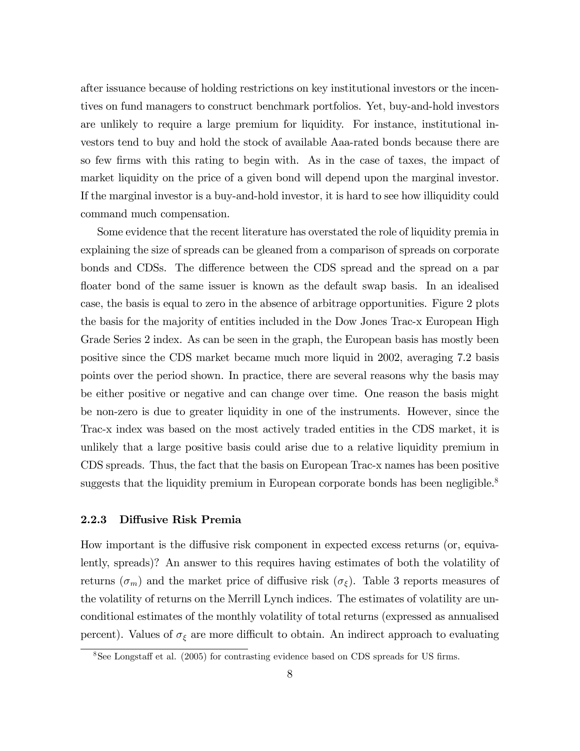after issuance because of holding restrictions on key institutional investors or the incentives on fund managers to construct benchmark portfolios. Yet, buy-and-hold investors are unlikely to require a large premium for liquidity. For instance, institutional investors tend to buy and hold the stock of available Aaa-rated bonds because there are so few firms with this rating to begin with. As in the case of taxes, the impact of market liquidity on the price of a given bond will depend upon the marginal investor. If the marginal investor is a buy-and-hold investor, it is hard to see how illiquidity could command much compensation.

Some evidence that the recent literature has overstated the role of liquidity premia in explaining the size of spreads can be gleaned from a comparison of spreads on corporate bonds and CDSs. The difference between the CDS spread and the spread on a par floater bond of the same issuer is known as the default swap basis. In an idealised case, the basis is equal to zero in the absence of arbitrage opportunities. Figure 2 plots the basis for the majority of entities included in the Dow Jones Trac-x European High Grade Series 2 index. As can be seen in the graph, the European basis has mostly been positive since the CDS market became much more liquid in 2002, averaging 7.2 basis points over the period shown. In practice, there are several reasons why the basis may be either positive or negative and can change over time. One reason the basis might be non-zero is due to greater liquidity in one of the instruments. However, since the Trac-x index was based on the most actively traded entities in the CDS market, it is unlikely that a large positive basis could arise due to a relative liquidity premium in CDS spreads. Thus, the fact that the basis on European Trac-x names has been positive suggests that the liquidity premium in European corporate bonds has been negligible.[8]

### 2.2.3 Diffusive Risk Premia

How important is the diffusive risk component in expected excess returns (or, equivalently, spreads)? An answer to this requires having estimates of both the volatility of returns ($\sigma_m$) and the market price of diffusive risk ($\sigma_\xi$). Table 3 reports measures of the volatility of returns on the Merrill Lynch indices. The estimates of volatility are unconditional estimates of the monthly volatility of total returns (expressed as annualised percent). Values of $\sigma_\xi$ are more difficult to obtain. An indirect approach to evaluating

[8] See Longstaff et al. (2005) for contrasting evidence based on CDS spreads for US firms.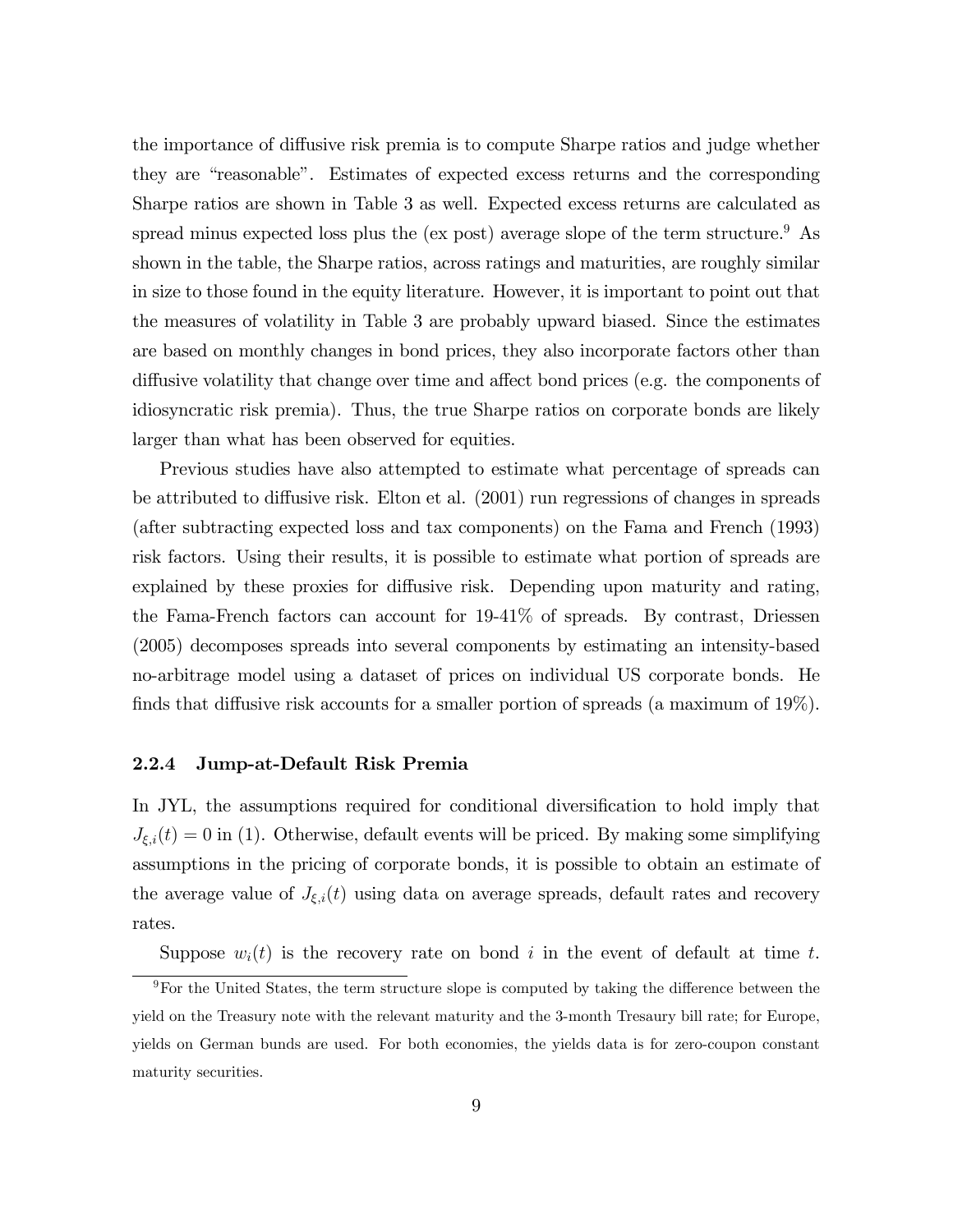the importance of diffusive risk premia is to compute Sharpe ratios and judge whether they are "reasonable". Estimates of expected excess returns and the corresponding Sharpe ratios are shown in Table 3 as well. Expected excess returns are calculated as spread minus expected loss plus the (ex post) average slope of the term structure.[9] As shown in the table, the Sharpe ratios, across ratings and maturities, are roughly similar in size to those found in the equity literature. However, it is important to point out that the measures of volatility in Table 3 are probably upward biased. Since the estimates are based on monthly changes in bond prices, they also incorporate factors other than diffusive volatility that change over time and affect bond prices (e.g. the components of idiosyncratic risk premia). Thus, the true Sharpe ratios on corporate bonds are likely larger than what has been observed for equities.

Previous studies have also attempted to estimate what percentage of spreads can be attributed to diffusive risk. Elton et al. (2001) run regressions of changes in spreads (after subtracting expected loss and tax components) on the Fama and French (1993) risk factors. Using their results, it is possible to estimate what portion of spreads are explained by these proxies for diffusive risk. Depending upon maturity and rating, the Fama-French factors can account for 19-41% of spreads. By contrast, Driessen (2005) decomposes spreads into several components by estimating an intensity-based no-arbitrage model using a dataset of prices on individual US corporate bonds. He finds that diffusive risk accounts for a smaller portion of spreads (a maximum of 19%).

### 2.2.4 Jump-at-Default Risk Premia

In JYL, the assumptions required for conditional diversification to hold imply that $J_{\xi,i}(t) = 0$ in (1). Otherwise, default events will be priced. By making some simplifying assumptions in the pricing of corporate bonds, it is possible to obtain an estimate of the average value of $J_{\xi,i}(t)$ using data on average spreads, default rates and recovery rates.

Suppose $w_i(t)$ is the recovery rate on bond $i$ in the event of default at time $t$.

[9] For the United States, the term structure slope is computed by taking the difference between the yield on the Treasury note with the relevant maturity and the 3-month Tresaury bill rate; for Europe, yields on German bunds are used. For both economies, the yields data is for zero-coupon constant maturity securities.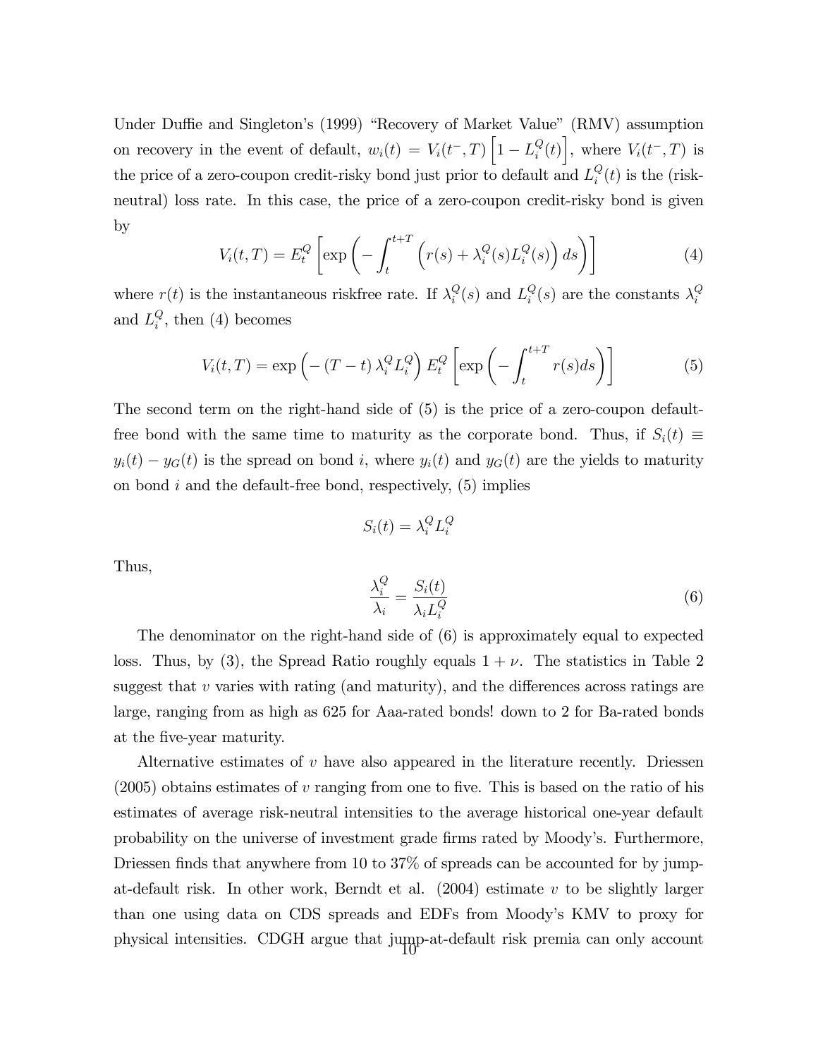Under Duffie and Singleton's (1999) "Recovery of Market Value" (RMV) assumption on recovery in the event of default, $w_i(t) = V_i(t^-, T)\left[1 - L_i^Q(t)\right]$, where $V_i(t^-, T)$ is the price of a zero-coupon credit-risky bond just prior to default and $L_i^Q(t)$ is the (risk-neutral) loss rate. In this case, the price of a zero-coupon credit-risky bond is given by

$$V_i(t,T) = E_t^Q\left[\exp\left(-\int_t^{t+T}\left(r(s) + \lambda_i^Q(s)L_i^Q(s)\right)ds\right)\right] \tag{4}$$

where $r(t)$ is the instantaneous riskfree rate. If $\lambda_i^Q(s)$ and $L_i^Q(s)$ are the constants $\lambda_i^Q$ and $L_i^Q$, then (4) becomes

$$V_i(t,T) = \exp\left(-\left(T-t\right)\lambda_i^Q L_i^Q\right) E_t^Q\left[\exp\left(-\int_t^{t+T} r(s)ds\right)\right] \tag{5}$$

The second term on the right-hand side of (5) is the price of a zero-coupon default-free bond with the same time to maturity as the corporate bond. Thus, if $S_i(t) \equiv y_i(t) - y_G(t)$ is the spread on bond $i$, where $y_i(t)$ and $y_G(t)$ are the yields to maturity on bond $i$ and the default-free bond, respectively, (5) implies

$$S_i(t) = \lambda_i^Q L_i^Q$$

Thus,

$$\frac{\lambda_i^Q}{\lambda_i} = \frac{S_i(t)}{\lambda_i L_i^Q} \tag{6}$$

The denominator on the right-hand side of (6) is approximately equal to expected loss. Thus, by (3), the Spread Ratio roughly equals $1 + \nu$. The statistics in Table 2 suggest that $v$ varies with rating (and maturity), and the differences across ratings are large, ranging from as high as 625 for Aaa-rated bonds! down to 2 for Ba-rated bonds at the five-year maturity.

Alternative estimates of $v$ have also appeared in the literature recently. Driessen (2005) obtains estimates of $v$ ranging from one to five. This is based on the ratio of his estimates of average risk-neutral intensities to the average historical one-year default probability on the universe of investment grade firms rated by Moody's. Furthermore, Driessen finds that anywhere from 10 to 37% of spreads can be accounted for by jump-at-default risk. In other work, Berndt et al. (2004) estimate $v$ to be slightly larger than one using data on CDS spreads and EDFs from Moody's KMV to proxy for physical intensities. CDGH argue that jump-at-default risk premia can only account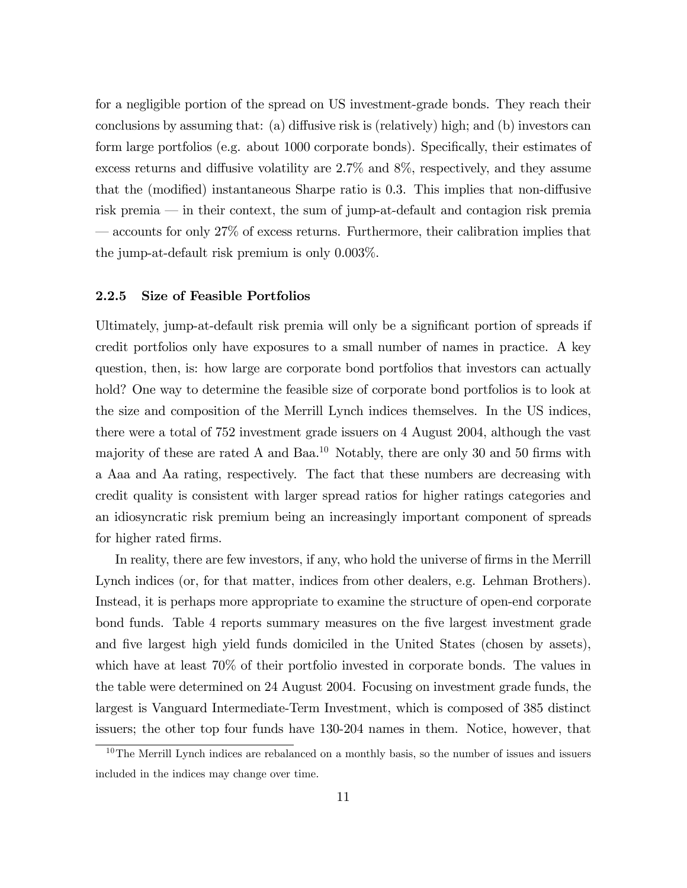for a negligible portion of the spread on US investment-grade bonds. They reach their conclusions by assuming that: (a) diffusive risk is (relatively) high; and (b) investors can form large portfolios (e.g. about 1000 corporate bonds). Specifically, their estimates of excess returns and diffusive volatility are 2.7% and 8%, respectively, and they assume that the (modified) instantaneous Sharpe ratio is 0.3. This implies that non-diffusive risk premia — in their context, the sum of jump-at-default and contagion risk premia — accounts for only 27% of excess returns. Furthermore, their calibration implies that the jump-at-default risk premium is only 0.003%.

### 2.2.5 Size of Feasible Portfolios

Ultimately, jump-at-default risk premia will only be a significant portion of spreads if credit portfolios only have exposures to a small number of names in practice. A key question, then, is: how large are corporate bond portfolios that investors can actually hold? One way to determine the feasible size of corporate bond portfolios is to look at the size and composition of the Merrill Lynch indices themselves. In the US indices, there were a total of 752 investment grade issuers on 4 August 2004, although the vast majority of these are rated A and Baa.[10] Notably, there are only 30 and 50 firms with a Aaa and Aa rating, respectively. The fact that these numbers are decreasing with credit quality is consistent with larger spread ratios for higher ratings categories and an idiosyncratic risk premium being an increasingly important component of spreads for higher rated firms.

In reality, there are few investors, if any, who hold the universe of firms in the Merrill Lynch indices (or, for that matter, indices from other dealers, e.g. Lehman Brothers). Instead, it is perhaps more appropriate to examine the structure of open-end corporate bond funds. Table 4 reports summary measures on the five largest investment grade and five largest high yield funds domiciled in the United States (chosen by assets), which have at least 70% of their portfolio invested in corporate bonds. The values in the table were determined on 24 August 2004. Focusing on investment grade funds, the largest is Vanguard Intermediate-Term Investment, which is composed of 385 distinct issuers; the other top four funds have 130-204 names in them. Notice, however, that

[10] The Merrill Lynch indices are rebalanced on a monthly basis, so the number of issues and issuers included in the indices may change over time.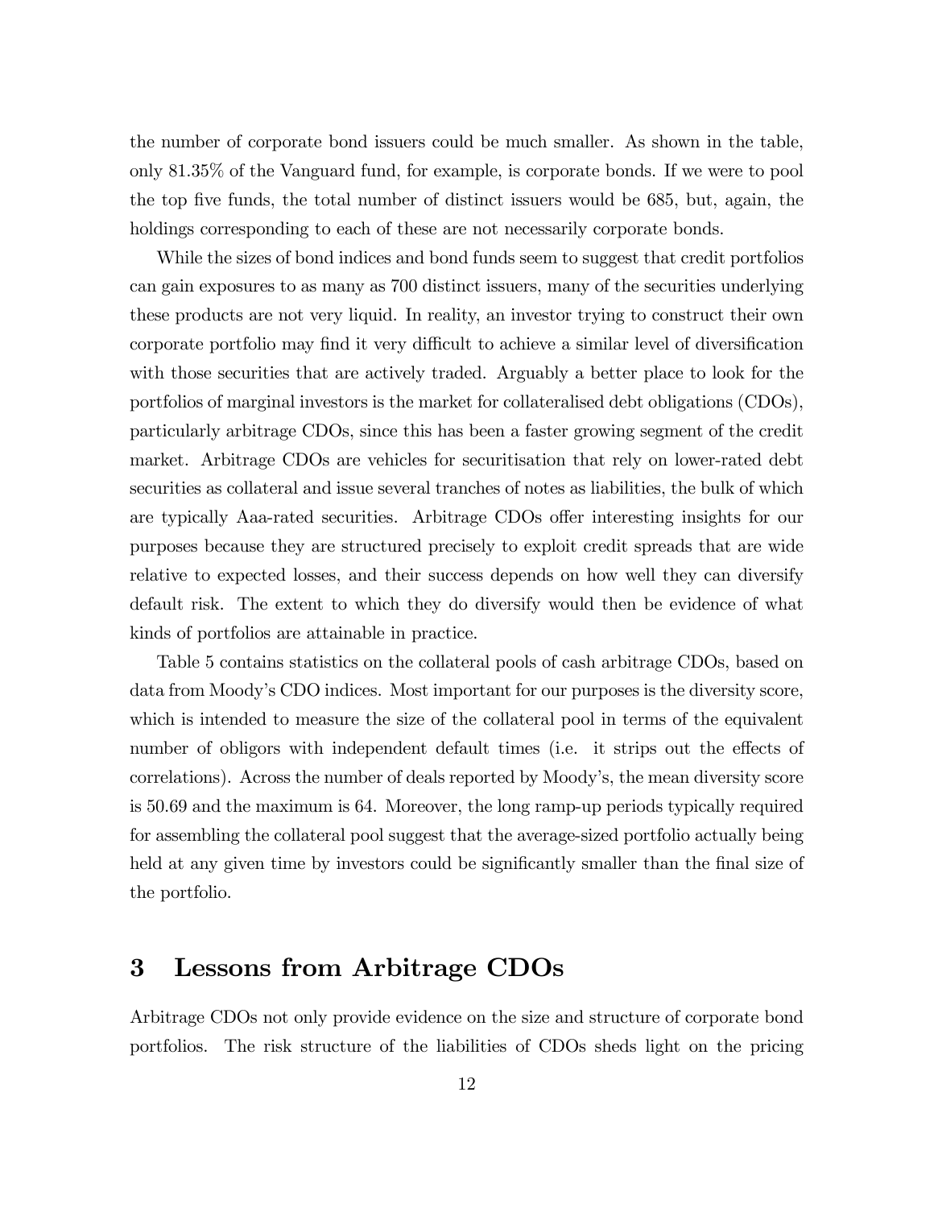the number of corporate bond issuers could be much smaller. As shown in the table, only 81.35% of the Vanguard fund, for example, is corporate bonds. If we were to pool the top five funds, the total number of distinct issuers would be 685, but, again, the holdings corresponding to each of these are not necessarily corporate bonds.

While the sizes of bond indices and bond funds seem to suggest that credit portfolios can gain exposures to as many as 700 distinct issuers, many of the securities underlying these products are not very liquid. In reality, an investor trying to construct their own corporate portfolio may find it very difficult to achieve a similar level of diversification with those securities that are actively traded. Arguably a better place to look for the portfolios of marginal investors is the market for collateralised debt obligations (CDOs), particularly arbitrage CDOs, since this has been a faster growing segment of the credit market. Arbitrage CDOs are vehicles for securitisation that rely on lower-rated debt securities as collateral and issue several tranches of notes as liabilities, the bulk of which are typically Aaa-rated securities. Arbitrage CDOs offer interesting insights for our purposes because they are structured precisely to exploit credit spreads that are wide relative to expected losses, and their success depends on how well they can diversify default risk. The extent to which they do diversify would then be evidence of what kinds of portfolios are attainable in practice.

Table 5 contains statistics on the collateral pools of cash arbitrage CDOs, based on data from Moody's CDO indices. Most important for our purposes is the diversity score, which is intended to measure the size of the collateral pool in terms of the equivalent number of obligors with independent default times (i.e. it strips out the effects of correlations). Across the number of deals reported by Moody's, the mean diversity score is 50.69 and the maximum is 64. Moreover, the long ramp-up periods typically required for assembling the collateral pool suggest that the average-sized portfolio actually being held at any given time by investors could be significantly smaller than the final size of the portfolio.

# 3 Lessons from Arbitrage CDOs

Arbitrage CDOs not only provide evidence on the size and structure of corporate bond portfolios. The risk structure of the liabilities of CDOs sheds light on the pricing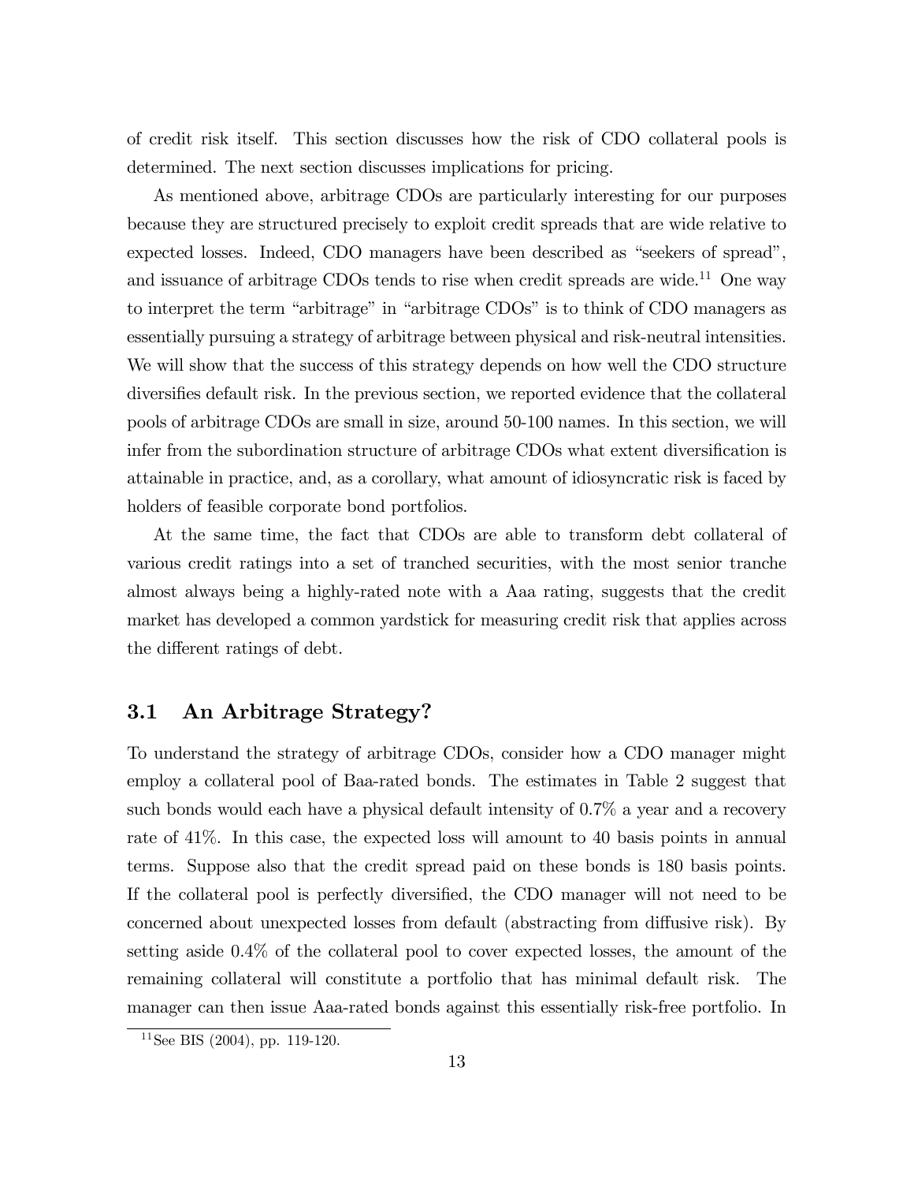of credit risk itself. This section discusses how the risk of CDO collateral pools is determined. The next section discusses implications for pricing.

As mentioned above, arbitrage CDOs are particularly interesting for our purposes because they are structured precisely to exploit credit spreads that are wide relative to expected losses. Indeed, CDO managers have been described as "seekers of spread", and issuance of arbitrage CDOs tends to rise when credit spreads are wide.[11] One way to interpret the term "arbitrage" in "arbitrage CDOs" is to think of CDO managers as essentially pursuing a strategy of arbitrage between physical and risk-neutral intensities. We will show that the success of this strategy depends on how well the CDO structure diversifies default risk. In the previous section, we reported evidence that the collateral pools of arbitrage CDOs are small in size, around 50-100 names. In this section, we will infer from the subordination structure of arbitrage CDOs what extent diversification is attainable in practice, and, as a corollary, what amount of idiosyncratic risk is faced by holders of feasible corporate bond portfolios.

At the same time, the fact that CDOs are able to transform debt collateral of various credit ratings into a set of tranched securities, with the most senior tranche almost always being a highly-rated note with a Aaa rating, suggests that the credit market has developed a common yardstick for measuring credit risk that applies across the different ratings of debt.

## 3.1 An Arbitrage Strategy?

To understand the strategy of arbitrage CDOs, consider how a CDO manager might employ a collateral pool of Baa-rated bonds. The estimates in Table 2 suggest that such bonds would each have a physical default intensity of 0.7% a year and a recovery rate of 41%. In this case, the expected loss will amount to 40 basis points in annual terms. Suppose also that the credit spread paid on these bonds is 180 basis points. If the collateral pool is perfectly diversified, the CDO manager will not need to be concerned about unexpected losses from default (abstracting from diffusive risk). By setting aside 0.4% of the collateral pool to cover expected losses, the amount of the remaining collateral will constitute a portfolio that has minimal default risk. The manager can then issue Aaa-rated bonds against this essentially risk-free portfolio. In

[11] See BIS (2004), pp. 119-120.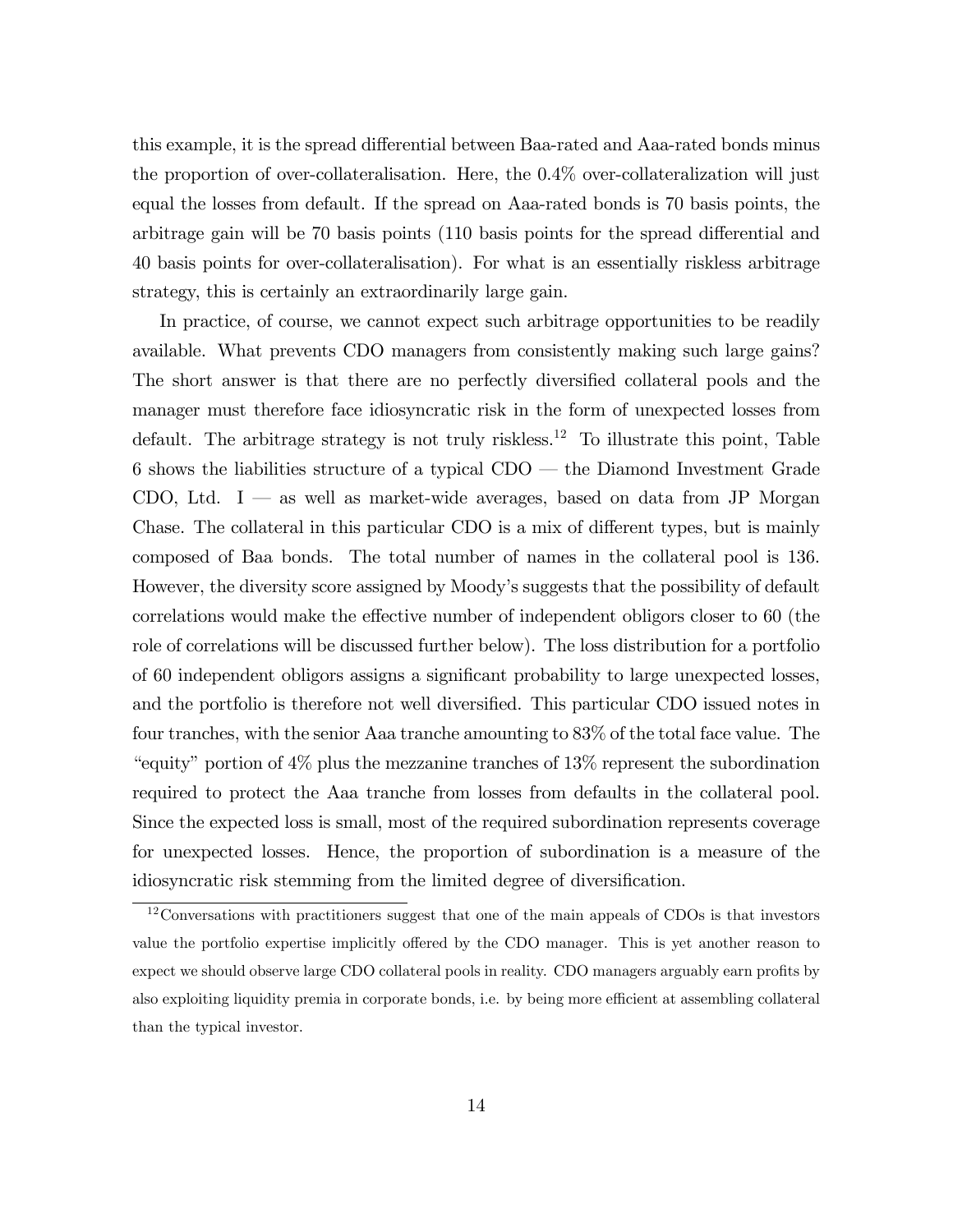this example, it is the spread differential between Baa-rated and Aaa-rated bonds minus the proportion of over-collateralisation. Here, the 0.4% over-collateralization will just equal the losses from default. If the spread on Aaa-rated bonds is 70 basis points, the arbitrage gain will be 70 basis points (110 basis points for the spread differential and 40 basis points for over-collateralisation). For what is an essentially riskless arbitrage strategy, this is certainly an extraordinarily large gain.

In practice, of course, we cannot expect such arbitrage opportunities to be readily available. What prevents CDO managers from consistently making such large gains? The short answer is that there are no perfectly diversified collateral pools and the manager must therefore face idiosyncratic risk in the form of unexpected losses from default. The arbitrage strategy is not truly riskless.[12] To illustrate this point, Table 6 shows the liabilities structure of a typical CDO — the Diamond Investment Grade CDO, Ltd. I — as well as market-wide averages, based on data from JP Morgan Chase. The collateral in this particular CDO is a mix of different types, but is mainly composed of Baa bonds. The total number of names in the collateral pool is 136. However, the diversity score assigned by Moody's suggests that the possibility of default correlations would make the effective number of independent obligors closer to 60 (the role of correlations will be discussed further below). The loss distribution for a portfolio of 60 independent obligors assigns a significant probability to large unexpected losses, and the portfolio is therefore not well diversified. This particular CDO issued notes in four tranches, with the senior Aaa tranche amounting to 83% of the total face value. The "equity" portion of 4% plus the mezzanine tranches of 13% represent the subordination required to protect the Aaa tranche from losses from defaults in the collateral pool. Since the expected loss is small, most of the required subordination represents coverage for unexpected losses. Hence, the proportion of subordination is a measure of the idiosyncratic risk stemming from the limited degree of diversification.

[12] Conversations with practitioners suggest that one of the main appeals of CDOs is that investors value the portfolio expertise implicitly offered by the CDO manager. This is yet another reason to expect we should observe large CDO collateral pools in reality. CDO managers arguably earn profits by also exploiting liquidity premia in corporate bonds, i.e. by being more efficient at assembling collateral than the typical investor.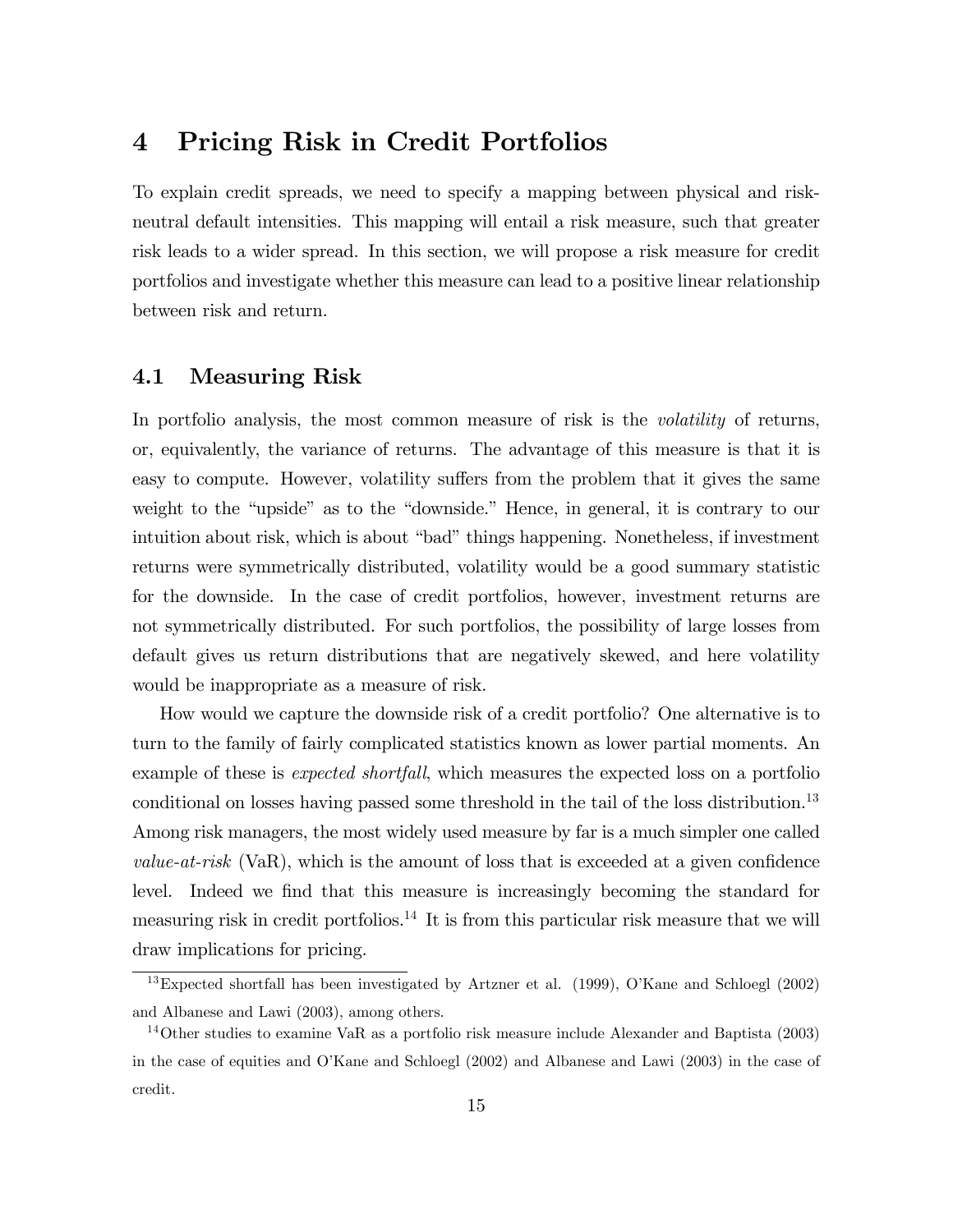# 4 Pricing Risk in Credit Portfolios

To explain credit spreads, we need to specify a mapping between physical and risk-neutral default intensities. This mapping will entail a risk measure, such that greater risk leads to a wider spread. In this section, we will propose a risk measure for credit portfolios and investigate whether this measure can lead to a positive linear relationship between risk and return.

## 4.1 Measuring Risk

In portfolio analysis, the most common measure of risk is the *volatility* of returns, or, equivalently, the variance of returns. The advantage of this measure is that it is easy to compute. However, volatility suffers from the problem that it gives the same weight to the "upside" as to the "downside." Hence, in general, it is contrary to our intuition about risk, which is about "bad" things happening. Nonetheless, if investment returns were symmetrically distributed, volatility would be a good summary statistic for the downside. In the case of credit portfolios, however, investment returns are not symmetrically distributed. For such portfolios, the possibility of large losses from default gives us return distributions that are negatively skewed, and here volatility would be inappropriate as a measure of risk.

How would we capture the downside risk of a credit portfolio? One alternative is to turn to the family of fairly complicated statistics known as lower partial moments. An example of these is *expected shortfall*, which measures the expected loss on a portfolio conditional on losses having passed some threshold in the tail of the loss distribution.[13] Among risk managers, the most widely used measure by far is a much simpler one called *value-at-risk* (VaR), which is the amount of loss that is exceeded at a given confidence level. Indeed we find that this measure is increasingly becoming the standard for measuring risk in credit portfolios.[14] It is from this particular risk measure that we will draw implications for pricing.

[13] Expected shortfall has been investigated by Artzner et al. (1999), O'Kane and Schloegl (2002) and Albanese and Lawi (2003), among others.

[14] Other studies to examine VaR as a portfolio risk measure include Alexander and Baptista (2003) in the case of equities and O'Kane and Schloegl (2002) and Albanese and Lawi (2003) in the case of credit.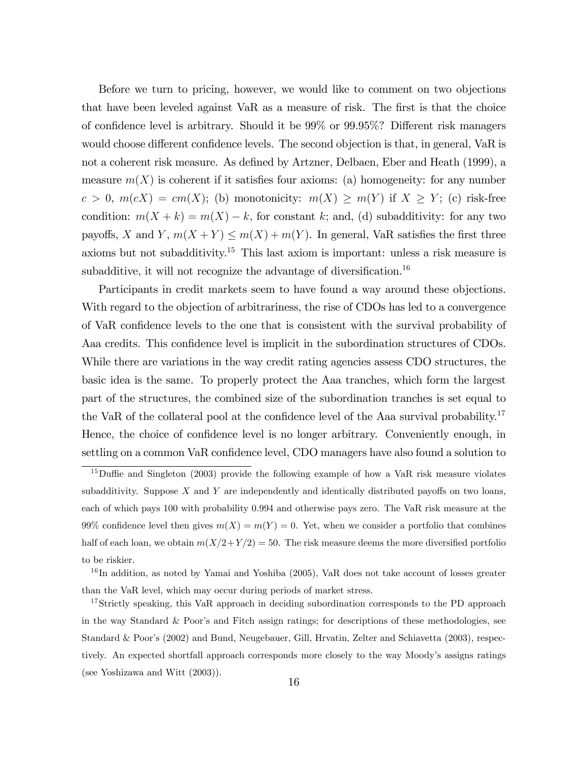Before we turn to pricing, however, we would like to comment on two objections that have been leveled against VaR as a measure of risk. The first is that the choice of confidence level is arbitrary. Should it be 99% or 99.95%? Different risk managers would choose different confidence levels. The second objection is that, in general, VaR is not a coherent risk measure. As defined by Artzner, Delbaen, Eber and Heath (1999), a measure $m(X)$ is coherent if it satisfies four axioms: (a) homogeneity: for any number $c > 0$, $m(cX) = cm(X)$; (b) monotonicity: $m(X) \geq m(Y)$ if $X \geq Y$; (c) risk-free condition: $m(X + k) = m(X) - k$, for constant $k$; and, (d) subadditivity: for any two payoffs, $X$ and $Y$, $m(X + Y) \leq m(X) + m(Y)$. In general, VaR satisfies the first three axioms but not subadditivity.[15] This last axiom is important: unless a risk measure is subadditive, it will not recognize the advantage of diversification.[16]

Participants in credit markets seem to have found a way around these objections. With regard to the objection of arbitrariness, the rise of CDOs has led to a convergence of VaR confidence levels to the one that is consistent with the survival probability of Aaa credits. This confidence level is implicit in the subordination structures of CDOs. While there are variations in the way credit rating agencies assess CDO structures, the basic idea is the same. To properly protect the Aaa tranches, which form the largest part of the structures, the combined size of the subordination tranches is set equal to the VaR of the collateral pool at the confidence level of the Aaa survival probability.[17] Hence, the choice of confidence level is no longer arbitrary. Conveniently enough, in settling on a common VaR confidence level, CDO managers have also found a solution to

---

[15] Duffie and Singleton (2003) provide the following example of how a VaR risk measure violates subadditivity. Suppose $X$ and $Y$ are independently and identically distributed payoffs on two loans, each of which pays 100 with probability 0.994 and otherwise pays zero. The VaR risk measure at the 99% confidence level then gives $m(X) = m(Y) = 0$. Yet, when we consider a portfolio that combines half of each loan, we obtain $m(X/2+Y/2) = 50$. The risk measure deems the more diversified portfolio to be riskier.

[16] In addition, as noted by Yamai and Yoshiba (2005), VaR does not take account of losses greater than the VaR level, which may occur during periods of market stress.

[17] Strictly speaking, this VaR approach in deciding subordination corresponds to the PD approach in the way Standard & Poor's and Fitch assign ratings; for descriptions of these methodologies, see Standard & Poor's (2002) and Bund, Neugebauer, Gill, Hrvatin, Zelter and Schiavetta (2003), respectively. An expected shortfall approach corresponds more closely to the way Moody's assigns ratings (see Yoshizawa and Witt (2003)).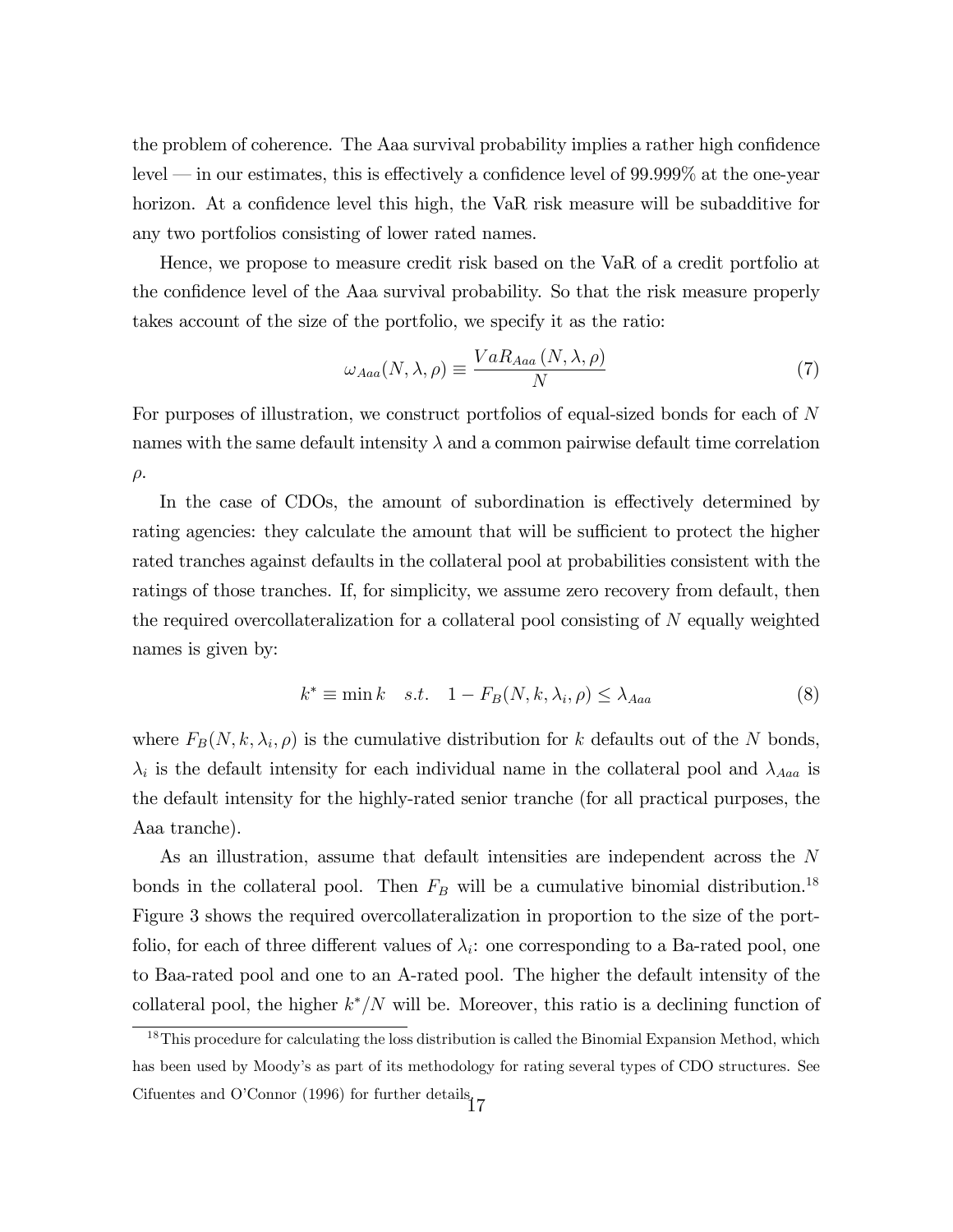the problem of coherence. The Aaa survival probability implies a rather high confidence level — in our estimates, this is effectively a confidence level of 99.999% at the one-year horizon. At a confidence level this high, the VaR risk measure will be subadditive for any two portfolios consisting of lower rated names.

Hence, we propose to measure credit risk based on the VaR of a credit portfolio at the confidence level of the Aaa survival probability. So that the risk measure properly takes account of the size of the portfolio, we specify it as the ratio:

$$\omega_{Aaa}(N, \lambda, \rho) \equiv \frac{VaR_{Aaa}\left(N, \lambda, \rho\right)}{N} \tag{7}$$

For purposes of illustration, we construct portfolios of equal-sized bonds for each of $N$ names with the same default intensity $\lambda$ and a common pairwise default time correlation $\rho$.

In the case of CDOs, the amount of subordination is effectively determined by rating agencies: they calculate the amount that will be sufficient to protect the higher rated tranches against defaults in the collateral pool at probabilities consistent with the ratings of those tranches. If, for simplicity, we assume zero recovery from default, then the required overcollateralization for a collateral pool consisting of $N$ equally weighted names is given by:

$$k^* \equiv \min k \quad s.t. \quad 1 - F_B(N, k, \lambda_i, \rho) \leq \lambda_{Aaa} \tag{8}$$

where $F_B(N, k, \lambda_i, \rho)$ is the cumulative distribution for $k$ defaults out of the $N$ bonds, $\lambda_i$ is the default intensity for each individual name in the collateral pool and $\lambda_{Aaa}$ is the default intensity for the highly-rated senior tranche (for all practical purposes, the Aaa tranche).

As an illustration, assume that default intensities are independent across the $N$ bonds in the collateral pool. Then $F_B$ will be a cumulative binomial distribution.[18] Figure 3 shows the required overcollateralization in proportion to the size of the portfolio, for each of three different values of $\lambda_i$: one corresponding to a Ba-rated pool, one to Baa-rated pool and one to an A-rated pool. The higher the default intensity of the collateral pool, the higher $k^*/N$ will be. Moreover, this ratio is a declining function of

[18] This procedure for calculating the loss distribution is called the Binomial Expansion Method, which has been used by Moody's as part of its methodology for rating several types of CDO structures. See Cifuentes and O'Connor (1996) for further details.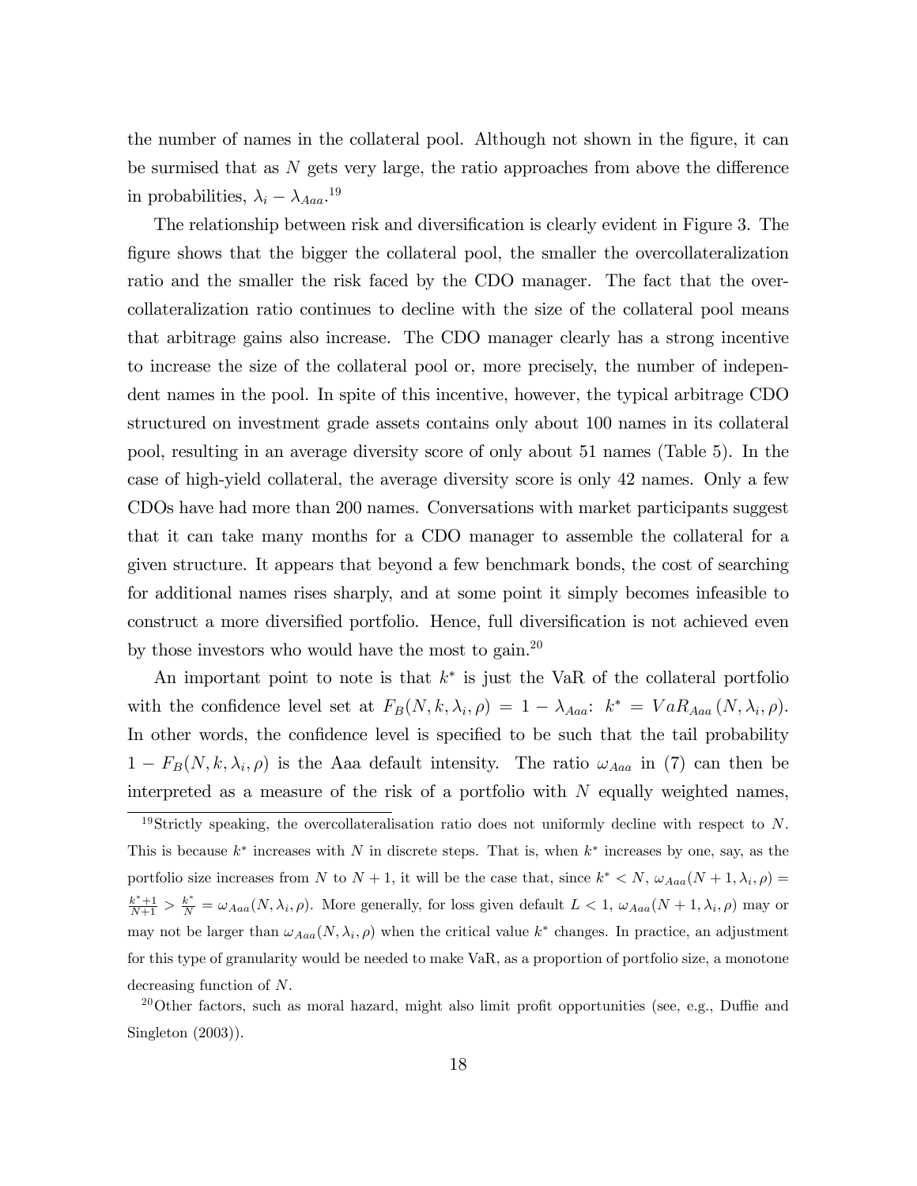the number of names in the collateral pool. Although not shown in the figure, it can be surmised that as $N$ gets very large, the ratio approaches from above the difference in probabilities, $\lambda_i - \lambda_{Aaa}$.[19]

The relationship between risk and diversification is clearly evident in Figure 3. The figure shows that the bigger the collateral pool, the smaller the overcollateralization ratio and the smaller the risk faced by the CDO manager. The fact that the overcollateralization ratio continues to decline with the size of the collateral pool means that arbitrage gains also increase. The CDO manager clearly has a strong incentive to increase the size of the collateral pool or, more precisely, the number of independent names in the pool. In spite of this incentive, however, the typical arbitrage CDO structured on investment grade assets contains only about 100 names in its collateral pool, resulting in an average diversity score of only about 51 names (Table 5). In the case of high-yield collateral, the average diversity score is only 42 names. Only a few CDOs have had more than 200 names. Conversations with market participants suggest that it can take many months for a CDO manager to assemble the collateral for a given structure. It appears that beyond a few benchmark bonds, the cost of searching for additional names rises sharply, and at some point it simply becomes infeasible to construct a more diversified portfolio. Hence, full diversification is not achieved even by those investors who would have the most to gain.[20]

An important point to note is that $k^*$ is just the VaR of the collateral portfolio with the confidence level set at $F_B(N, k, \lambda_i, \rho) = 1 - \lambda_{Aaa}$: $k^* = VaR_{Aaa}(N, \lambda_i, \rho)$. In other words, the confidence level is specified to be such that the tail probability $1 - F_B(N, k, \lambda_i, \rho)$ is the Aaa default intensity. The ratio $\omega_{Aaa}$ in (7) can then be interpreted as a measure of the risk of a portfolio with $N$ equally weighted names,

---

[19] Strictly speaking, the overcollateralisation ratio does not uniformly decline with respect to $N$. This is because $k^*$ increases with $N$ in discrete steps. That is, when $k^*$ increases by one, say, as the portfolio size increases from $N$ to $N+1$, it will be the case that, since $k^* < N$, $\omega_{Aaa}(N+1, \lambda_i, \rho) = \frac{k^*+1}{N+1} > \frac{k^*}{N} = \omega_{Aaa}(N, \lambda_i, \rho)$. More generally, for loss given default $L < 1$, $\omega_{Aaa}(N+1, \lambda_i, \rho)$ may or may not be larger than $\omega_{Aaa}(N, \lambda_i, \rho)$ when the critical value $k^*$ changes. In practice, an adjustment for this type of granularity would be needed to make VaR, as a proportion of portfolio size, a monotone decreasing function of $N$.

[20] Other factors, such as moral hazard, might also limit profit opportunities (see, e.g., Duffie and Singleton (2003)).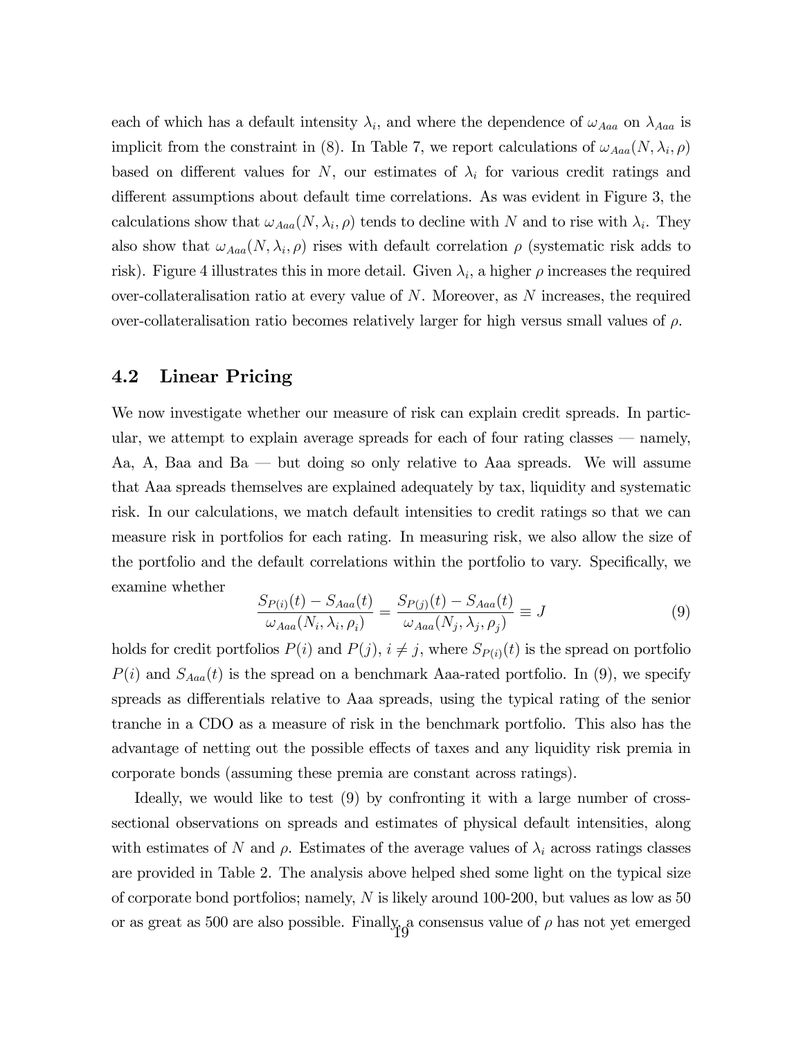each of which has a default intensity $\lambda_i$, and where the dependence of $\omega_{Aaa}$ on $\lambda_{Aaa}$ is implicit from the constraint in (8). In Table 7, we report calculations of $\omega_{Aaa}(N, \lambda_i, \rho)$ based on different values for $N$, our estimates of $\lambda_i$ for various credit ratings and different assumptions about default time correlations. As was evident in Figure 3, the calculations show that $\omega_{Aaa}(N, \lambda_i, \rho)$ tends to decline with $N$ and to rise with $\lambda_i$. They also show that $\omega_{Aaa}(N, \lambda_i, \rho)$ rises with default correlation $\rho$ (systematic risk adds to risk). Figure 4 illustrates this in more detail. Given $\lambda_i$, a higher $\rho$ increases the required over-collateralisation ratio at every value of $N$. Moreover, as $N$ increases, the required over-collateralisation ratio becomes relatively larger for high versus small values of $\rho$.

## 4.2 Linear Pricing

We now investigate whether our measure of risk can explain credit spreads. In particular, we attempt to explain average spreads for each of four rating classes — namely, Aa, A, Baa and Ba — but doing so only relative to Aaa spreads. We will assume that Aaa spreads themselves are explained adequately by tax, liquidity and systematic risk. In our calculations, we match default intensities to credit ratings so that we can measure risk in portfolios for each rating. In measuring risk, we also allow the size of the portfolio and the default correlations within the portfolio to vary. Specifically, we examine whether

$$\frac{S_{P(i)}(t) - S_{Aaa}(t)}{\omega_{Aaa}(N_i, \lambda_i, \rho_i)} = \frac{S_{P(j)}(t) - S_{Aaa}(t)}{\omega_{Aaa}(N_j, \lambda_j, \rho_j)} \equiv J \tag{9}$$

holds for credit portfolios $P(i)$ and $P(j)$, $i \neq j$, where $S_{P(i)}(t)$ is the spread on portfolio $P(i)$ and $S_{Aaa}(t)$ is the spread on a benchmark Aaa-rated portfolio. In (9), we specify spreads as differentials relative to Aaa spreads, using the typical rating of the senior tranche in a CDO as a measure of risk in the benchmark portfolio. This also has the advantage of netting out the possible effects of taxes and any liquidity risk premia in corporate bonds (assuming these premia are constant across ratings).

Ideally, we would like to test (9) by confronting it with a large number of cross-sectional observations on spreads and estimates of physical default intensities, along with estimates of $N$ and $\rho$. Estimates of the average values of $\lambda_i$ across ratings classes are provided in Table 2. The analysis above helped shed some light on the typical size of corporate bond portfolios; namely, $N$ is likely around 100-200, but values as low as 50 or as great as 500 are also possible. Finally, a consensus value of $\rho$ has not yet emerged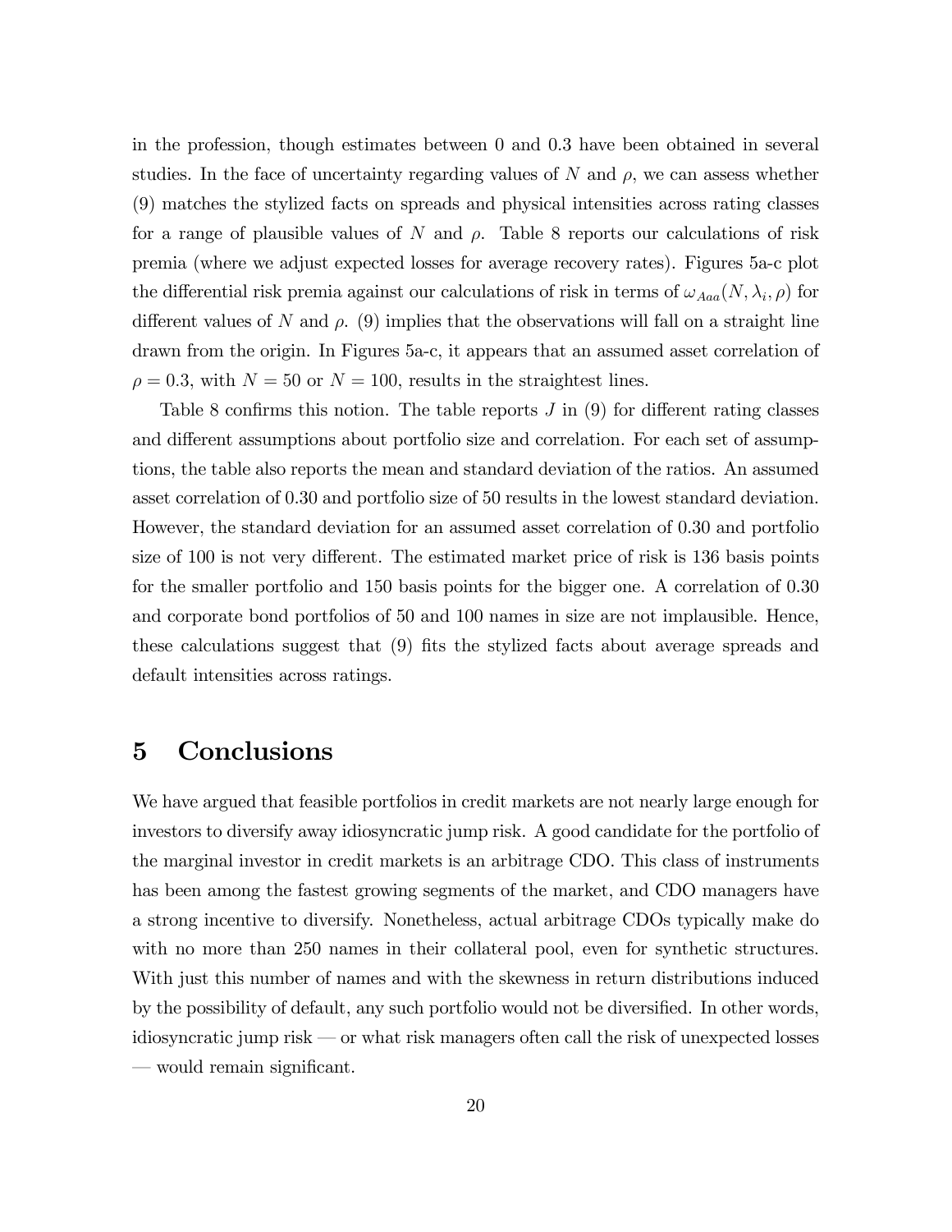in the profession, though estimates between 0 and 0.3 have been obtained in several studies. In the face of uncertainty regarding values of $N$ and $\rho$, we can assess whether (9) matches the stylized facts on spreads and physical intensities across rating classes for a range of plausible values of $N$ and $\rho$. Table 8 reports our calculations of risk premia (where we adjust expected losses for average recovery rates). Figures 5a-c plot the differential risk premia against our calculations of risk in terms of $\omega_{Aaa}(N, \lambda_i, \rho)$ for different values of $N$ and $\rho$. (9) implies that the observations will fall on a straight line drawn from the origin. In Figures 5a-c, it appears that an assumed asset correlation of $\rho = 0.3$, with $N = 50$ or $N = 100$, results in the straightest lines.

Table 8 confirms this notion. The table reports $J$ in (9) for different rating classes and different assumptions about portfolio size and correlation. For each set of assumptions, the table also reports the mean and standard deviation of the ratios. An assumed asset correlation of 0.30 and portfolio size of 50 results in the lowest standard deviation. However, the standard deviation for an assumed asset correlation of 0.30 and portfolio size of 100 is not very different. The estimated market price of risk is 136 basis points for the smaller portfolio and 150 basis points for the bigger one. A correlation of 0.30 and corporate bond portfolios of 50 and 100 names in size are not implausible. Hence, these calculations suggest that (9) fits the stylized facts about average spreads and default intensities across ratings.

# 5 Conclusions

We have argued that feasible portfolios in credit markets are not nearly large enough for investors to diversify away idiosyncratic jump risk. A good candidate for the portfolio of the marginal investor in credit markets is an arbitrage CDO. This class of instruments has been among the fastest growing segments of the market, and CDO managers have a strong incentive to diversify. Nonetheless, actual arbitrage CDOs typically make do with no more than 250 names in their collateral pool, even for synthetic structures. With just this number of names and with the skewness in return distributions induced by the possibility of default, any such portfolio would not be diversified. In other words, idiosyncratic jump risk — or what risk managers often call the risk of unexpected losses — would remain significant.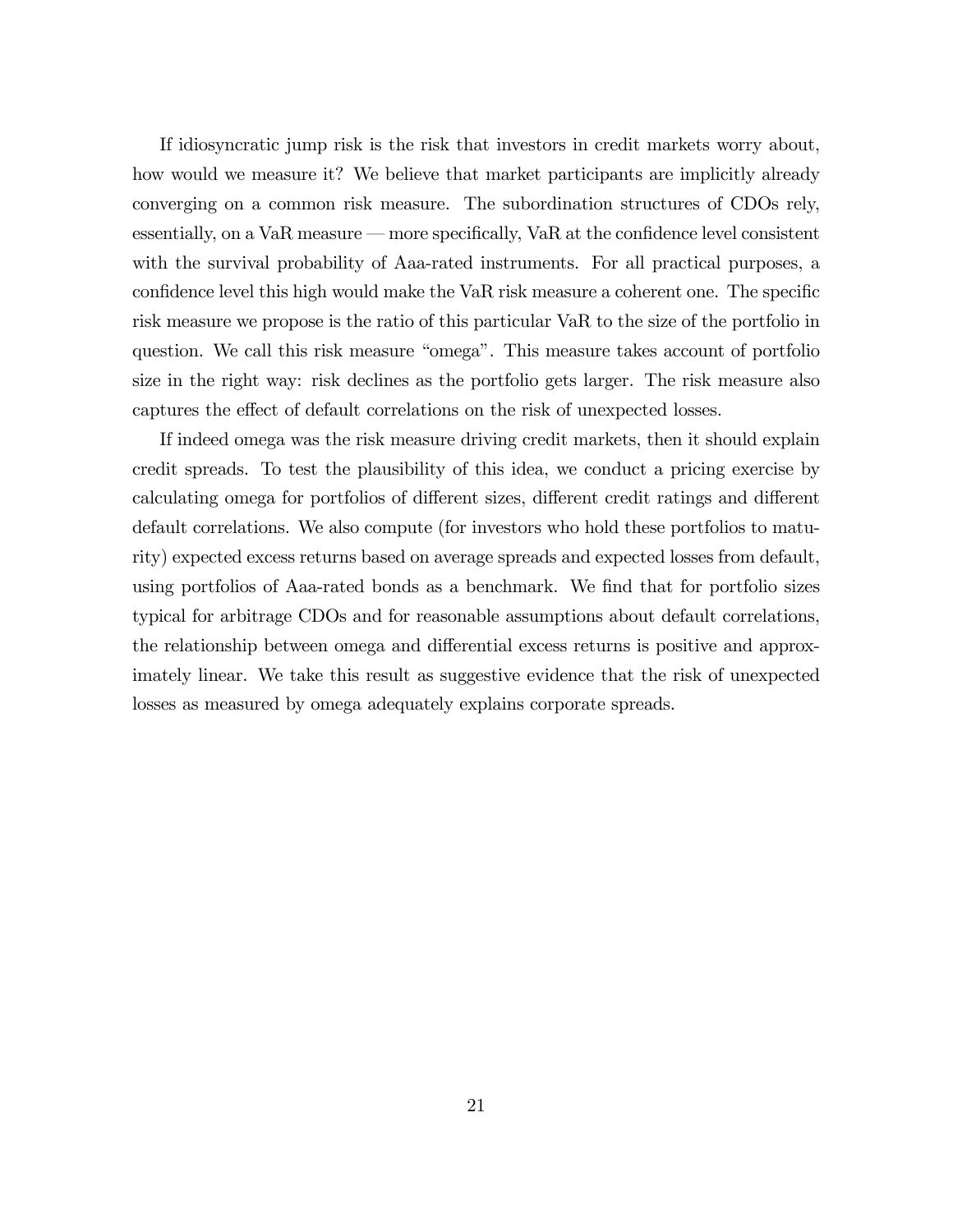If idiosyncratic jump risk is the risk that investors in credit markets worry about, how would we measure it? We believe that market participants are implicitly already converging on a common risk measure. The subordination structures of CDOs rely, essentially, on a VaR measure — more specifically, VaR at the confidence level consistent with the survival probability of Aaa-rated instruments. For all practical purposes, a confidence level this high would make the VaR risk measure a coherent one. The specific risk measure we propose is the ratio of this particular VaR to the size of the portfolio in question. We call this risk measure "omega". This measure takes account of portfolio size in the right way: risk declines as the portfolio gets larger. The risk measure also captures the effect of default correlations on the risk of unexpected losses.

If indeed omega was the risk measure driving credit markets, then it should explain credit spreads. To test the plausibility of this idea, we conduct a pricing exercise by calculating omega for portfolios of different sizes, different credit ratings and different default correlations. We also compute (for investors who hold these portfolios to maturity) expected excess returns based on average spreads and expected losses from default, using portfolios of Aaa-rated bonds as a benchmark. We find that for portfolio sizes typical for arbitrage CDOs and for reasonable assumptions about default correlations, the relationship between omega and differential excess returns is positive and approximately linear. We take this result as suggestive evidence that the risk of unexpected losses as measured by omega adequately explains corporate spreads.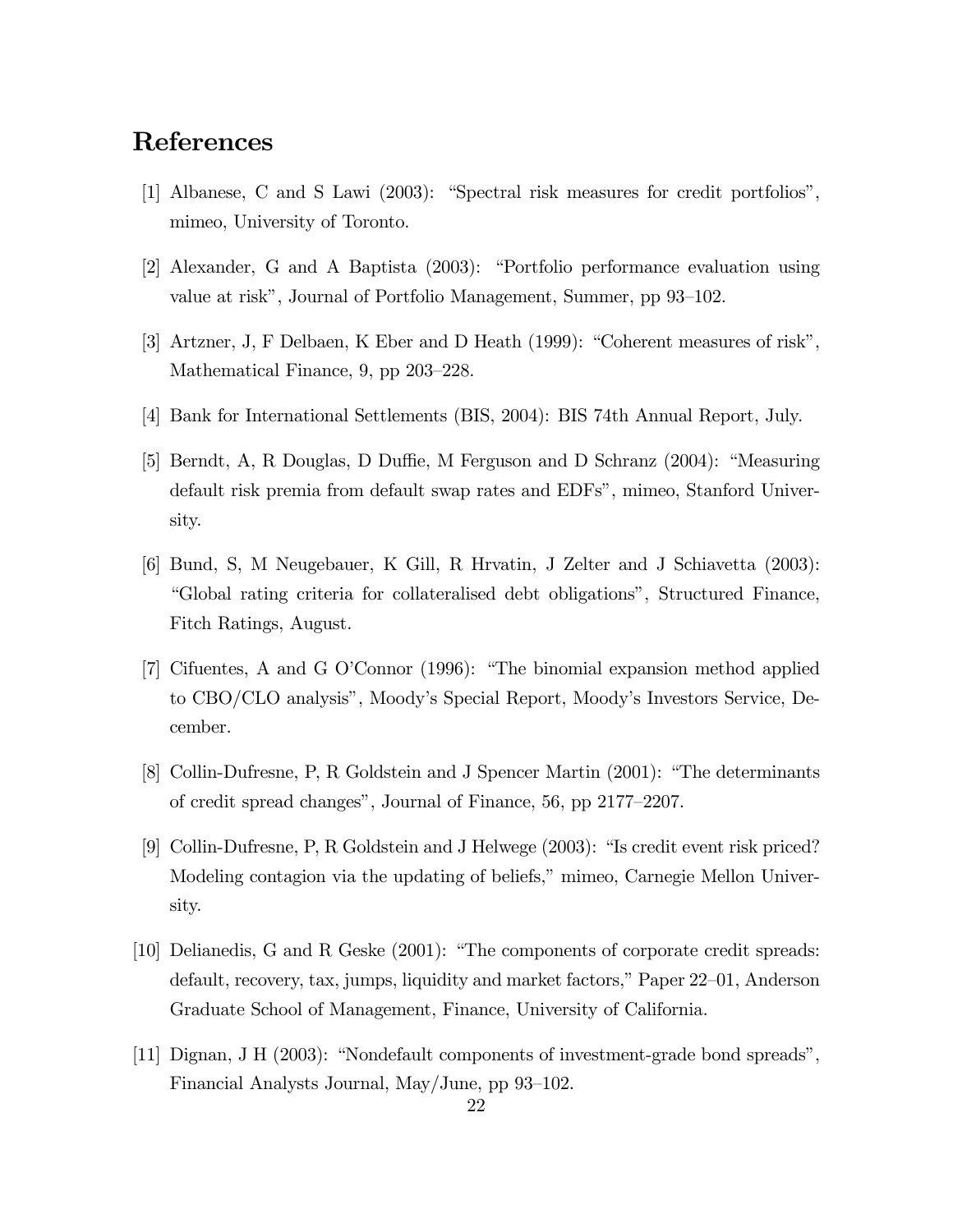# References

[1] Albanese, C and S Lawi (2003): "Spectral risk measures for credit portfolios", mimeo, University of Toronto.

[2] Alexander, G and A Baptista (2003): "Portfolio performance evaluation using value at risk", Journal of Portfolio Management, Summer, pp 93–102.

[3] Artzner, J, F Delbaen, K Eber and D Heath (1999): "Coherent measures of risk", Mathematical Finance, 9, pp 203–228.

[4] Bank for International Settlements (BIS, 2004): BIS 74th Annual Report, July.

[5] Berndt, A, R Douglas, D Duffie, M Ferguson and D Schranz (2004): "Measuring default risk premia from default swap rates and EDFs", mimeo, Stanford University.

[6] Bund, S, M Neugebauer, K Gill, R Hrvatin, J Zelter and J Schiavetta (2003): "Global rating criteria for collateralised debt obligations", Structured Finance, Fitch Ratings, August.

[7] Cifuentes, A and G O'Connor (1996): "The binomial expansion method applied to CBO/CLO analysis", Moody's Special Report, Moody's Investors Service, December.

[8] Collin-Dufresne, P, R Goldstein and J Spencer Martin (2001): "The determinants of credit spread changes", Journal of Finance, 56, pp 2177–2207.

[9] Collin-Dufresne, P, R Goldstein and J Helwege (2003): "Is credit event risk priced? Modeling contagion via the updating of beliefs," mimeo, Carnegie Mellon University.

[10] Delianedis, G and R Geske (2001): "The components of corporate credit spreads: default, recovery, tax, jumps, liquidity and market factors," Paper 22–01, Anderson Graduate School of Management, Finance, University of California.

[11] Dignan, J H (2003): "Nondefault components of investment-grade bond spreads", Financial Analysts Journal, May/June, pp 93–102.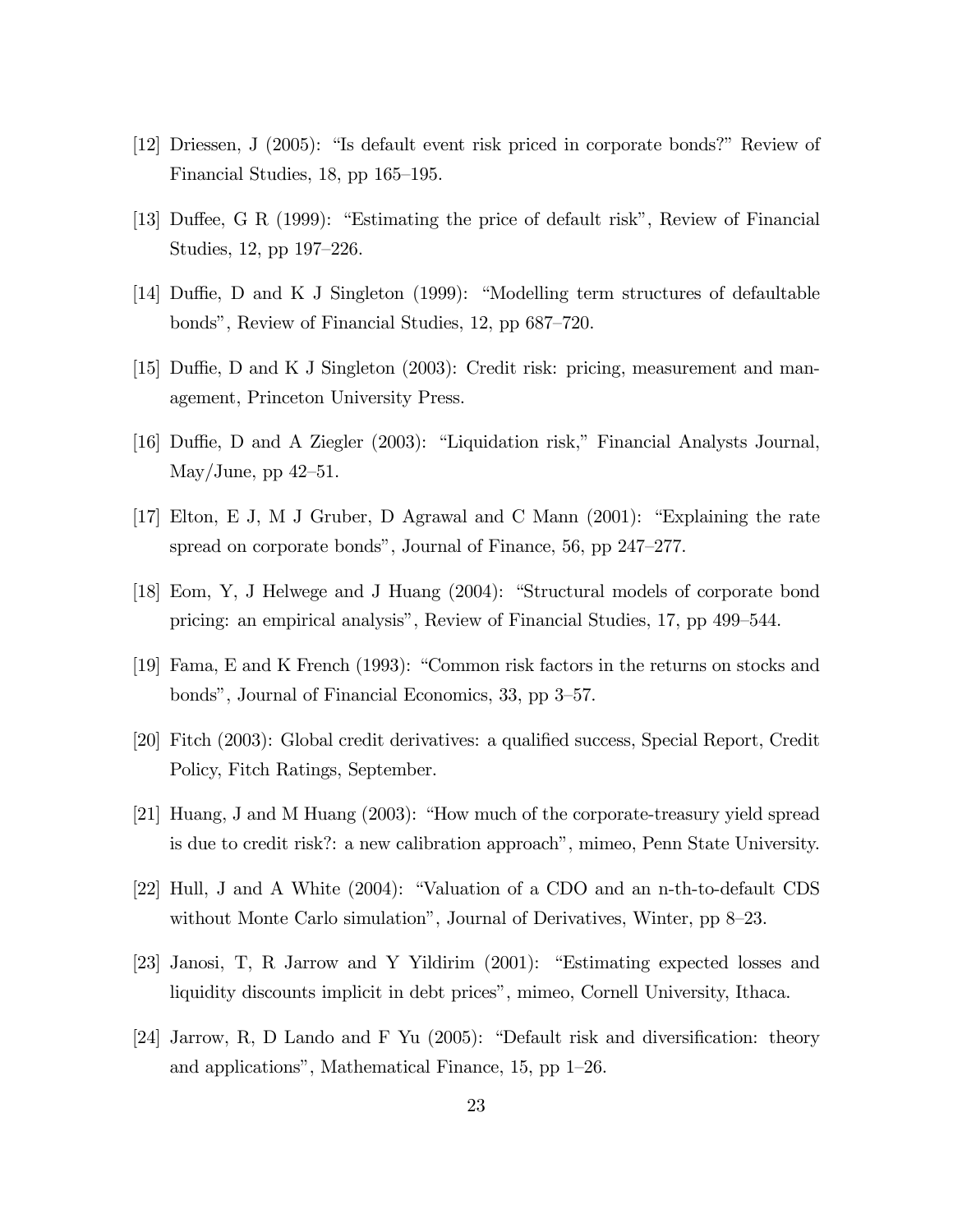[12] Driessen, J (2005): "Is default event risk priced in corporate bonds?" Review of Financial Studies, 18, pp 165–195.

[13] Duffee, G R (1999): "Estimating the price of default risk", Review of Financial Studies, 12, pp 197–226.

[14] Duffie, D and K J Singleton (1999): "Modelling term structures of defaultable bonds", Review of Financial Studies, 12, pp 687–720.

[15] Duffie, D and K J Singleton (2003): Credit risk: pricing, measurement and management, Princeton University Press.

[16] Duffie, D and A Ziegler (2003): "Liquidation risk," Financial Analysts Journal, May/June, pp 42–51.

[17] Elton, E J, M J Gruber, D Agrawal and C Mann (2001): "Explaining the rate spread on corporate bonds", Journal of Finance, 56, pp 247–277.

[18] Eom, Y, J Helwege and J Huang (2004): "Structural models of corporate bond pricing: an empirical analysis", Review of Financial Studies, 17, pp 499–544.

[19] Fama, E and K French (1993): "Common risk factors in the returns on stocks and bonds", Journal of Financial Economics, 33, pp 3–57.

[20] Fitch (2003): Global credit derivatives: a qualified success, Special Report, Credit Policy, Fitch Ratings, September.

[21] Huang, J and M Huang (2003): "How much of the corporate-treasury yield spread is due to credit risk?: a new calibration approach", mimeo, Penn State University.

[22] Hull, J and A White (2004): "Valuation of a CDO and an n-th-to-default CDS without Monte Carlo simulation", Journal of Derivatives, Winter, pp 8–23.

[23] Janosi, T, R Jarrow and Y Yildirim (2001): "Estimating expected losses and liquidity discounts implicit in debt prices", mimeo, Cornell University, Ithaca.

[24] Jarrow, R, D Lando and F Yu (2005): "Default risk and diversification: theory and applications", Mathematical Finance, 15, pp 1–26.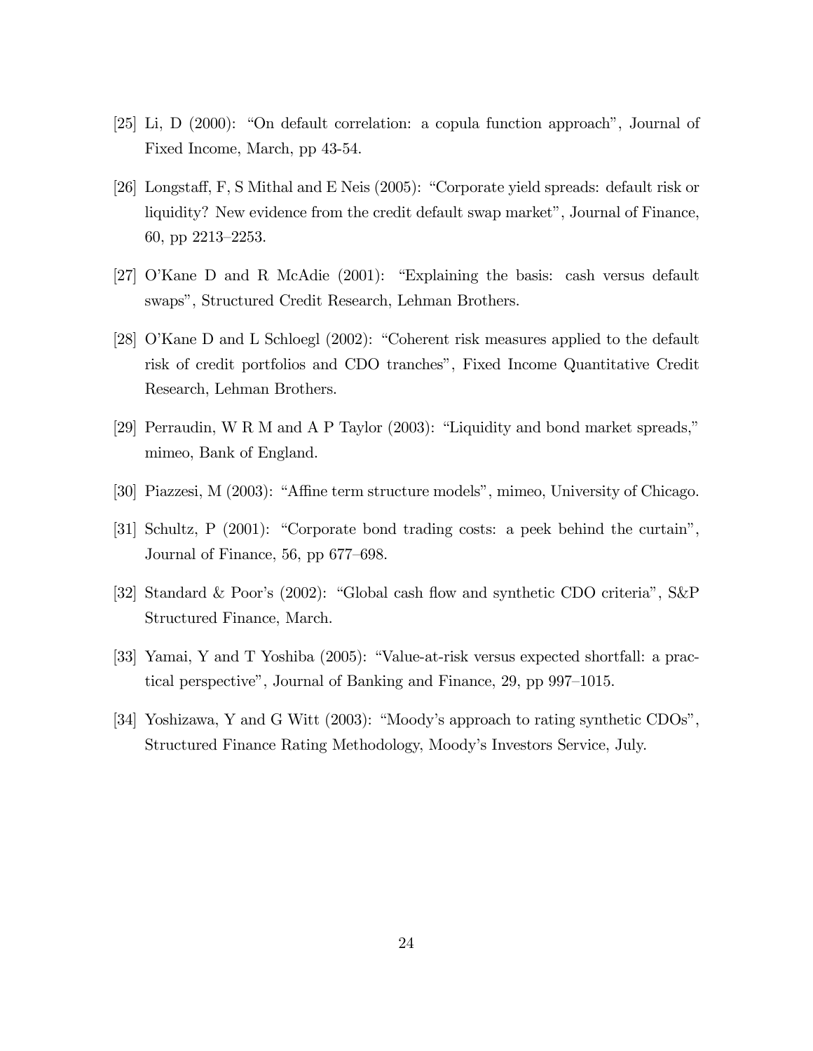[25] Li, D (2000): "On default correlation: a copula function approach", Journal of Fixed Income, March, pp 43-54.

[26] Longstaff, F, S Mithal and E Neis (2005): "Corporate yield spreads: default risk or liquidity? New evidence from the credit default swap market", Journal of Finance, 60, pp 2213–2253.

[27] O'Kane D and R McAdie (2001): "Explaining the basis: cash versus default swaps", Structured Credit Research, Lehman Brothers.

[28] O'Kane D and L Schloegl (2002): "Coherent risk measures applied to the default risk of credit portfolios and CDO tranches", Fixed Income Quantitative Credit Research, Lehman Brothers.

[29] Perraudin, W R M and A P Taylor (2003): "Liquidity and bond market spreads," mimeo, Bank of England.

[30] Piazzesi, M (2003): "Affine term structure models", mimeo, University of Chicago.

[31] Schultz, P (2001): "Corporate bond trading costs: a peek behind the curtain", Journal of Finance, 56, pp 677–698.

[32] Standard & Poor's (2002): "Global cash flow and synthetic CDO criteria", S&P Structured Finance, March.

[33] Yamai, Y and T Yoshiba (2005): "Value-at-risk versus expected shortfall: a practical perspective", Journal of Banking and Finance, 29, pp 997–1015.

[34] Yoshizawa, Y and G Witt (2003): "Moody's approach to rating synthetic CDOs", Structured Finance Rating Methodology, Moody's Investors Service, July.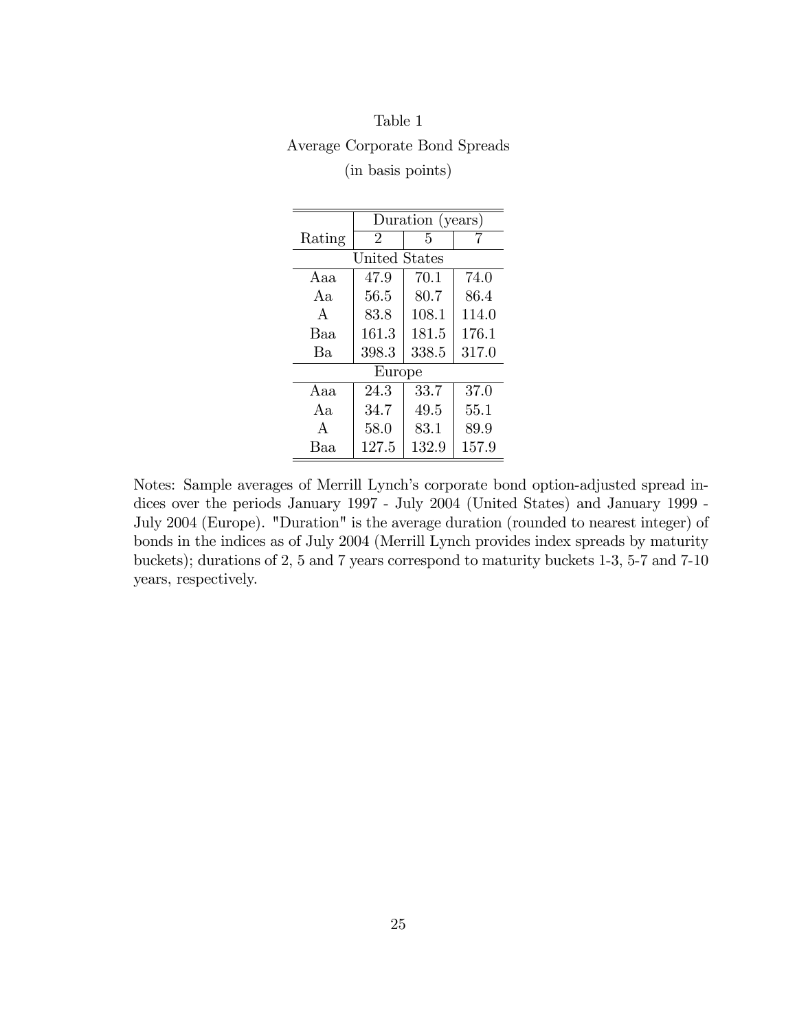Table 1

Average Corporate Bond Spreads

(in basis points)

| | Duration (years) | | |
|---|---|---|---|
| Rating | 2 | 5 | 7 |
| United States | | | |
| Aaa | 47.9 | 70.1 | 74.0 |
| Aa | 56.5 | 80.7 | 86.4 |
| A | 83.8 | 108.1 | 114.0 |
| Baa | 161.3 | 181.5 | 176.1 |
| Ba | 398.3 | 338.5 | 317.0 |
| Europe | | | |
| Aaa | 24.3 | 33.7 | 37.0 |
| Aa | 34.7 | 49.5 | 55.1 |
| A | 58.0 | 83.1 | 89.9 |
| Baa | 127.5 | 132.9 | 157.9 |

Notes: Sample averages of Merrill Lynch's corporate bond option-adjusted spread indices over the periods January 1997 - July 2004 (United States) and January 1999 - July 2004 (Europe). "Duration" is the average duration (rounded to nearest integer) of bonds in the indices as of July 2004 (Merrill Lynch provides index spreads by maturity buckets); durations of 2, 5 and 7 years correspond to maturity buckets 1-3, 5-7 and 7-10 years, respectively.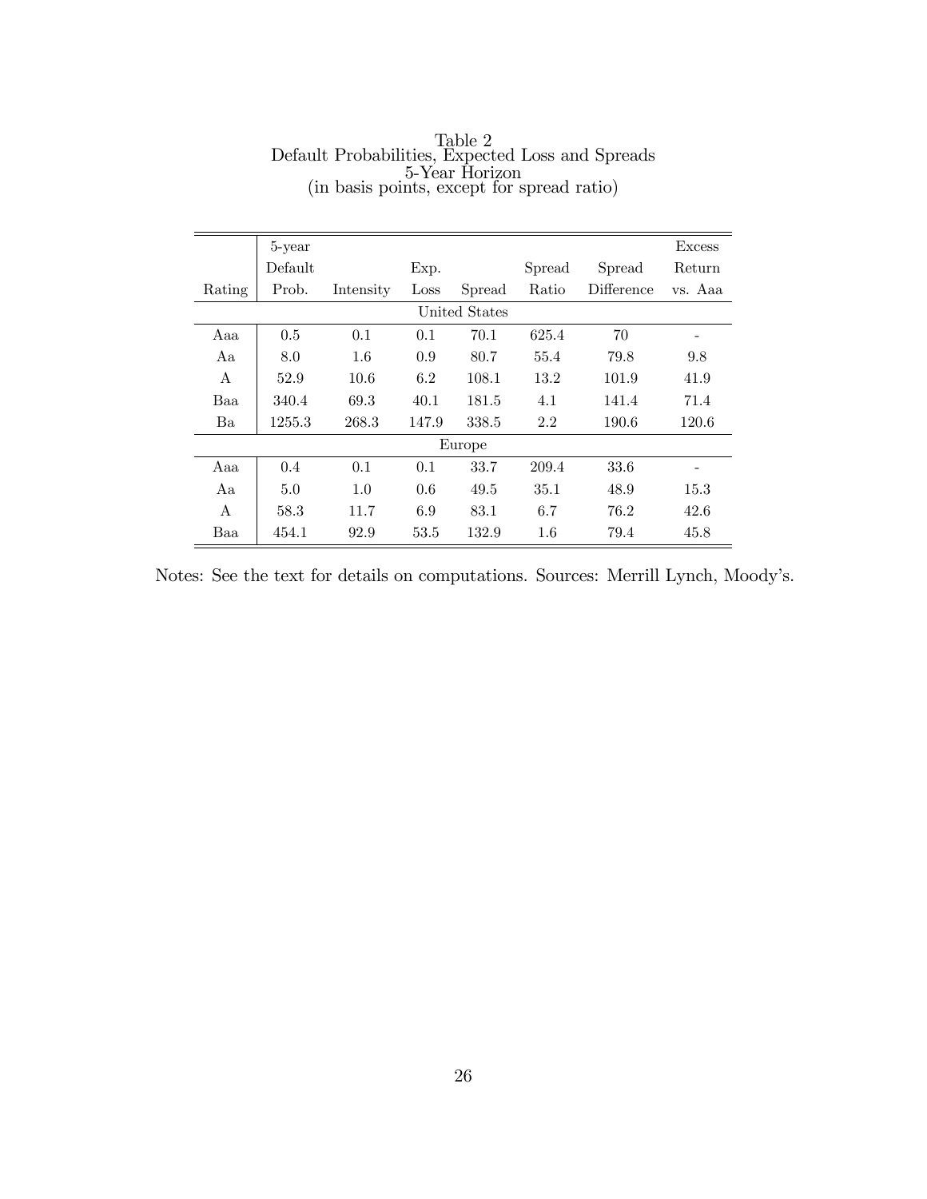Table 2
Default Probabilities, Expected Loss and Spreads
5-Year Horizon
(in basis points, except for spread ratio)

| Rating | 5-year Default Prob. | Intensity | Exp. Loss | Spread | Spread Ratio | Spread Difference | Excess Return vs. Aaa |
|---|---|---|---|---|---|---|---|
| | | | United States | | | | |
| Aaa | 0.5 | 0.1 | 0.1 | 70.1 | 625.4 | 70 | - |
| Aa | 8.0 | 1.6 | 0.9 | 80.7 | 55.4 | 79.8 | 9.8 |
| A | 52.9 | 10.6 | 6.2 | 108.1 | 13.2 | 101.9 | 41.9 |
| Baa | 340.4 | 69.3 | 40.1 | 181.5 | 4.1 | 141.4 | 71.4 |
| Ba | 1255.3 | 268.3 | 147.9 | 338.5 | 2.2 | 190.6 | 120.6 |
| | | | Europe | | | | |
| Aaa | 0.4 | 0.1 | 0.1 | 33.7 | 209.4 | 33.6 | - |
| Aa | 5.0 | 1.0 | 0.6 | 49.5 | 35.1 | 48.9 | 15.3 |
| A | 58.3 | 11.7 | 6.9 | 83.1 | 6.7 | 76.2 | 42.6 |
| Baa | 454.1 | 92.9 | 53.5 | 132.9 | 1.6 | 79.4 | 45.8 |

Notes: See the text for details on computations. Sources: Merrill Lynch, Moody's.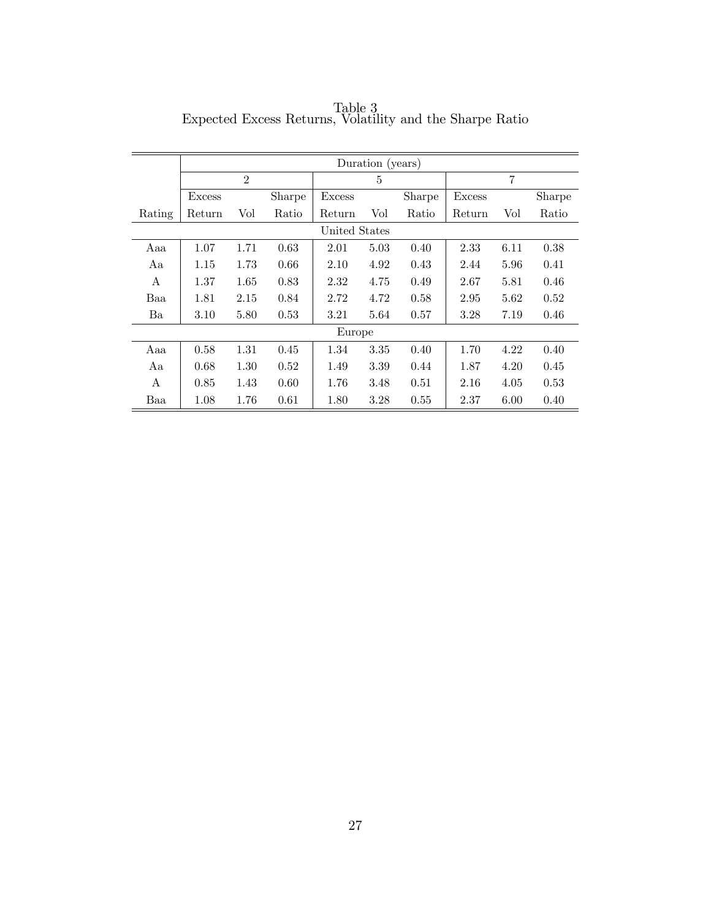Table 3
Expected Excess Returns, Volatility and the Sharpe Ratio

| | Duration (years) | | | | | | | | |
|---|---|---|---|---|---|---|---|---|---|
| | 2 | | | 5 | | | 7 | | |
| Rating | Excess Return | Vol | Sharpe Ratio | Excess Return | Vol | Sharpe Ratio | Excess Return | Vol | Sharpe Ratio |
| **United States** | | | | | | | | | |
| Aaa | 1.07 | 1.71 | 0.63 | 2.01 | 5.03 | 0.40 | 2.33 | 6.11 | 0.38 |
| Aa | 1.15 | 1.73 | 0.66 | 2.10 | 4.92 | 0.43 | 2.44 | 5.96 | 0.41 |
| A | 1.37 | 1.65 | 0.83 | 2.32 | 4.75 | 0.49 | 2.67 | 5.81 | 0.46 |
| Baa | 1.81 | 2.15 | 0.84 | 2.72 | 4.72 | 0.58 | 2.95 | 5.62 | 0.52 |
| Ba | 3.10 | 5.80 | 0.53 | 3.21 | 5.64 | 0.57 | 3.28 | 7.19 | 0.46 |
| **Europe** | | | | | | | | | |
| Aaa | 0.58 | 1.31 | 0.45 | 1.34 | 3.35 | 0.40 | 1.70 | 4.22 | 0.40 |
| Aa | 0.68 | 1.30 | 0.52 | 1.49 | 3.39 | 0.44 | 1.87 | 4.20 | 0.45 |
| A | 0.85 | 1.43 | 0.60 | 1.76 | 3.48 | 0.51 | 2.16 | 4.05 | 0.53 |
| Baa | 1.08 | 1.76 | 0.61 | 1.80 | 3.28 | 0.55 | 2.37 | 6.00 | 0.40 |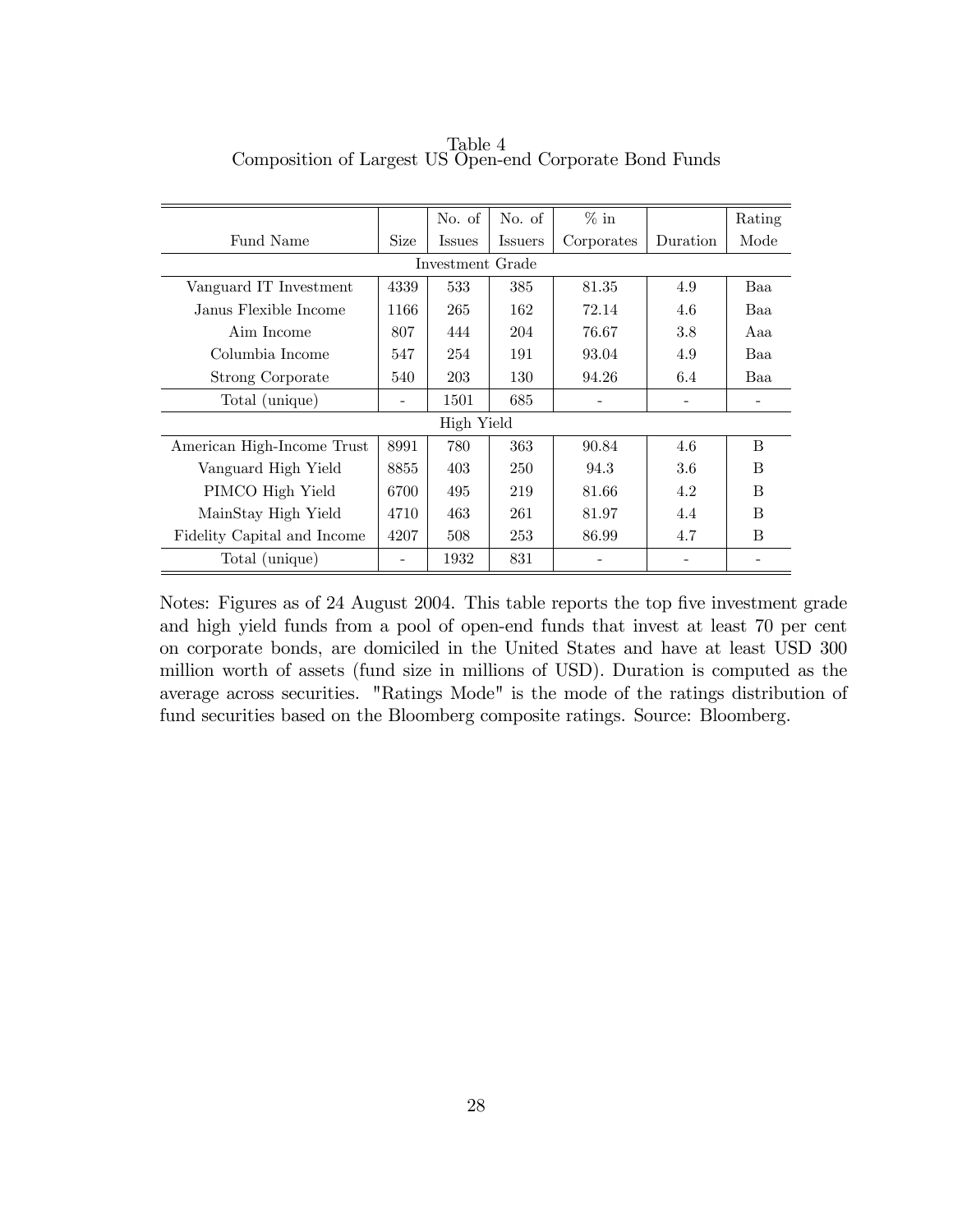Table 4
Composition of Largest US Open-end Corporate Bond Funds

| Fund Name | Size | No. of Issues | No. of Issuers | % in Corporates | Duration | Rating Mode |
|---|---|---|---|---|---|---|
| Investment Grade | | | | | | |
| Vanguard IT Investment | 4339 | 533 | 385 | 81.35 | 4.9 | Baa |
| Janus Flexible Income | 1166 | 265 | 162 | 72.14 | 4.6 | Baa |
| Aim Income | 807 | 444 | 204 | 76.67 | 3.8 | Aaa |
| Columbia Income | 547 | 254 | 191 | 93.04 | 4.9 | Baa |
| Strong Corporate | 540 | 203 | 130 | 94.26 | 6.4 | Baa |
| Total (unique) | - | 1501 | 685 | - | - | - |
| High Yield | | | | | | |
| American High-Income Trust | 8991 | 780 | 363 | 90.84 | 4.6 | B |
| Vanguard High Yield | 8855 | 403 | 250 | 94.3 | 3.6 | B |
| PIMCO High Yield | 6700 | 495 | 219 | 81.66 | 4.2 | B |
| MainStay High Yield | 4710 | 463 | 261 | 81.97 | 4.4 | B |
| Fidelity Capital and Income | 4207 | 508 | 253 | 86.99 | 4.7 | B |
| Total (unique) | - | 1932 | 831 | - | - | - |

Notes: Figures as of 24 August 2004. This table reports the top five investment grade and high yield funds from a pool of open-end funds that invest at least 70 per cent on corporate bonds, are domiciled in the United States and have at least USD 300 million worth of assets (fund size in millions of USD). Duration is computed as the average across securities. "Ratings Mode" is the mode of the ratings distribution of fund securities based on the Bloomberg composite ratings. Source: Bloomberg.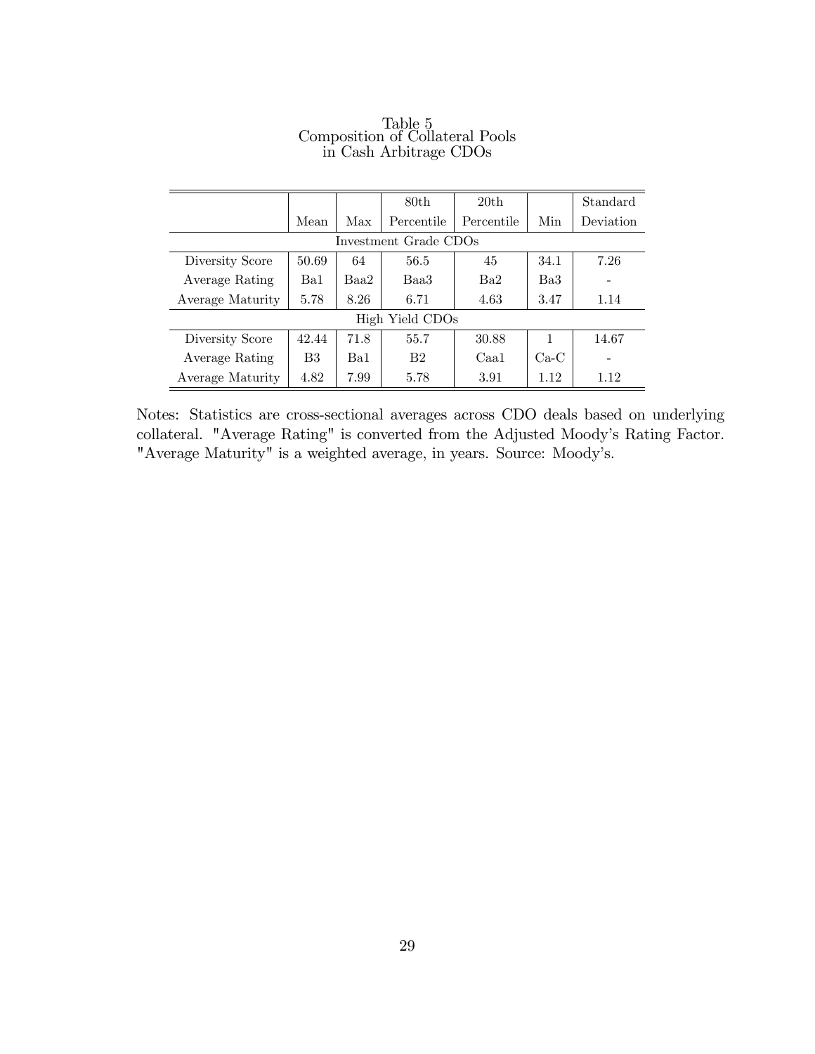Table 5
Composition of Collateral Pools
in Cash Arbitrage CDOs

| | Mean | Max | 80th Percentile | 20th Percentile | Min | Standard Deviation |
|---|---|---|---|---|---|---|
| Investment Grade CDOs | | | | | | |
| Diversity Score | 50.69 | 64 | 56.5 | 45 | 34.1 | 7.26 |
| Average Rating | Ba1 | Baa2 | Baa3 | Ba2 | Ba3 | - |
| Average Maturity | 5.78 | 8.26 | 6.71 | 4.63 | 3.47 | 1.14 |
| High Yield CDOs | | | | | | |
| Diversity Score | 42.44 | 71.8 | 55.7 | 30.88 | 1 | 14.67 |
| Average Rating | B3 | Ba1 | B2 | Caa1 | Ca-C | - |
| Average Maturity | 4.82 | 7.99 | 5.78 | 3.91 | 1.12 | 1.12 |

Notes: Statistics are cross-sectional averages across CDO deals based on underlying collateral. "Average Rating" is converted from the Adjusted Moody's Rating Factor. "Average Maturity" is a weighted average, in years. Source: Moody's.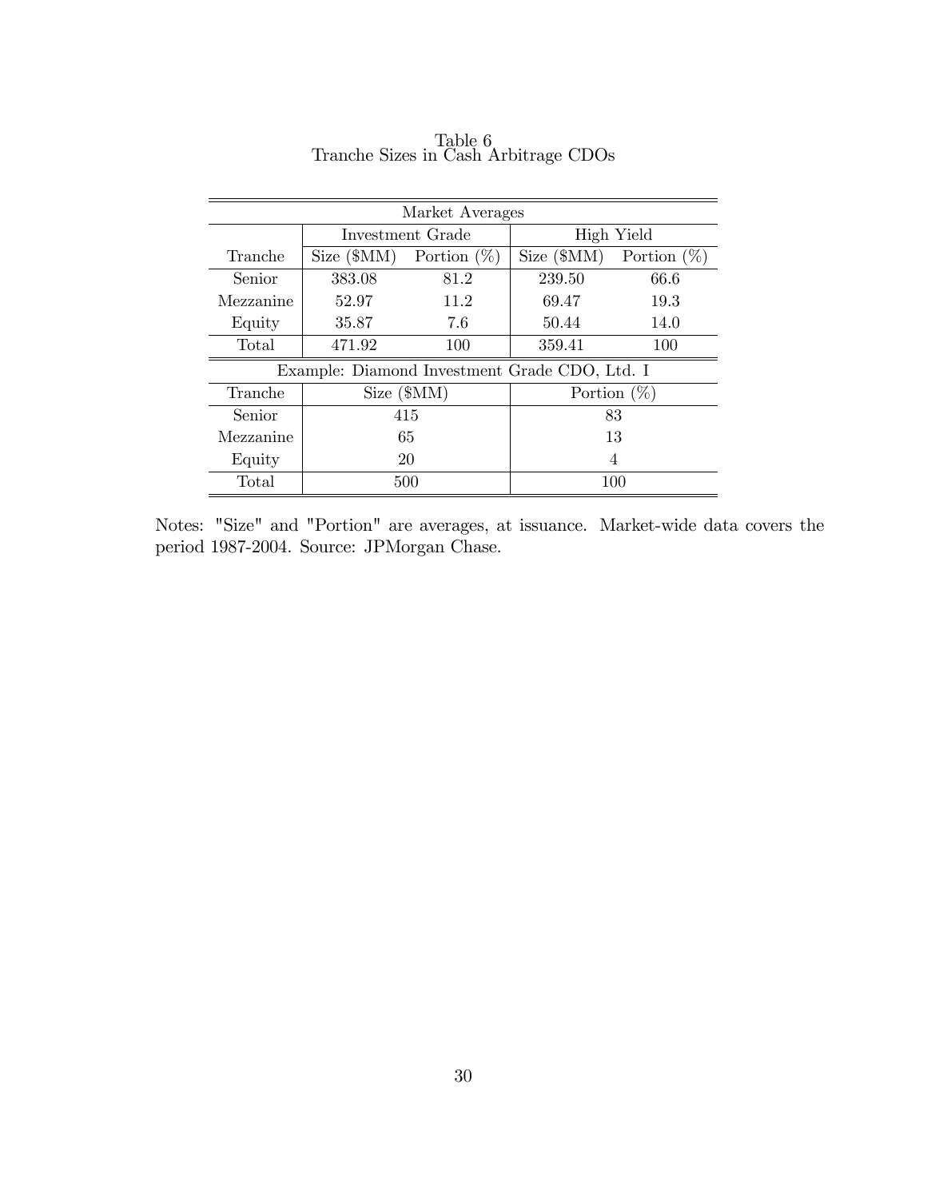Table 6
Tranche Sizes in Cash Arbitrage CDOs

| Market Averages | | | | |
|---|---|---|---|---|
| | Investment Grade | | High Yield | |
| Tranche | Size ($MM) | Portion (%) | Size ($MM) | Portion (%) |
| Senior | 383.08 | 81.2 | 239.50 | 66.6 |
| Mezzanine | 52.97 | 11.2 | 69.47 | 19.3 |
| Equity | 35.87 | 7.6 | 50.44 | 14.0 |
| Total | 471.92 | 100 | 359.41 | 100 |

| Example: Diamond Investment Grade CDO, Ltd. I | | |
|---|---|---|
| Tranche | Size ($MM) | Portion (%) |
| Senior | 415 | 83 |
| Mezzanine | 65 | 13 |
| Equity | 20 | 4 |
| Total | 500 | 100 |

Notes: "Size" and "Portion" are averages, at issuance. Market-wide data covers the period 1987-2004. Source: JPMorgan Chase.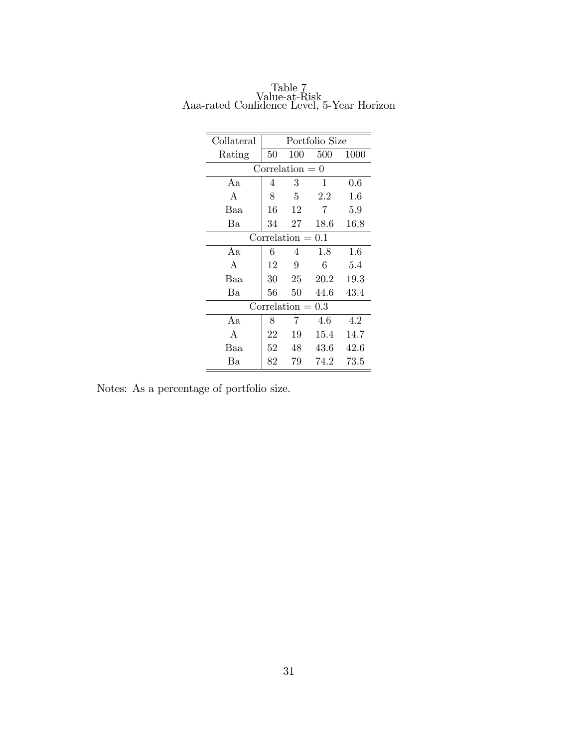Table 7
Value-at-Risk
Aaa-rated Confidence Level, 5-Year Horizon

| Collateral | Portfolio Size | | | |
|---|---|---|---|---|
| Rating | 50 | 100 | 500 | 1000 |
| Correlation = 0 | | | | |
| Aa | 4 | 3 | 1 | 0.6 |
| A | 8 | 5 | 2.2 | 1.6 |
| Baa | 16 | 12 | 7 | 5.9 |
| Ba | 34 | 27 | 18.6 | 16.8 |
| Correlation = 0.1 | | | | |
| Aa | 6 | 4 | 1.8 | 1.6 |
| A | 12 | 9 | 6 | 5.4 |
| Baa | 30 | 25 | 20.2 | 19.3 |
| Ba | 56 | 50 | 44.6 | 43.4 |
| Correlation = 0.3 | | | | |
| Aa | 8 | 7 | 4.6 | 4.2 |
| A | 22 | 19 | 15.4 | 14.7 |
| Baa | 52 | 48 | 43.6 | 42.6 |
| Ba | 82 | 79 | 74.2 | 73.5 |

Notes: As a percentage of portfolio size.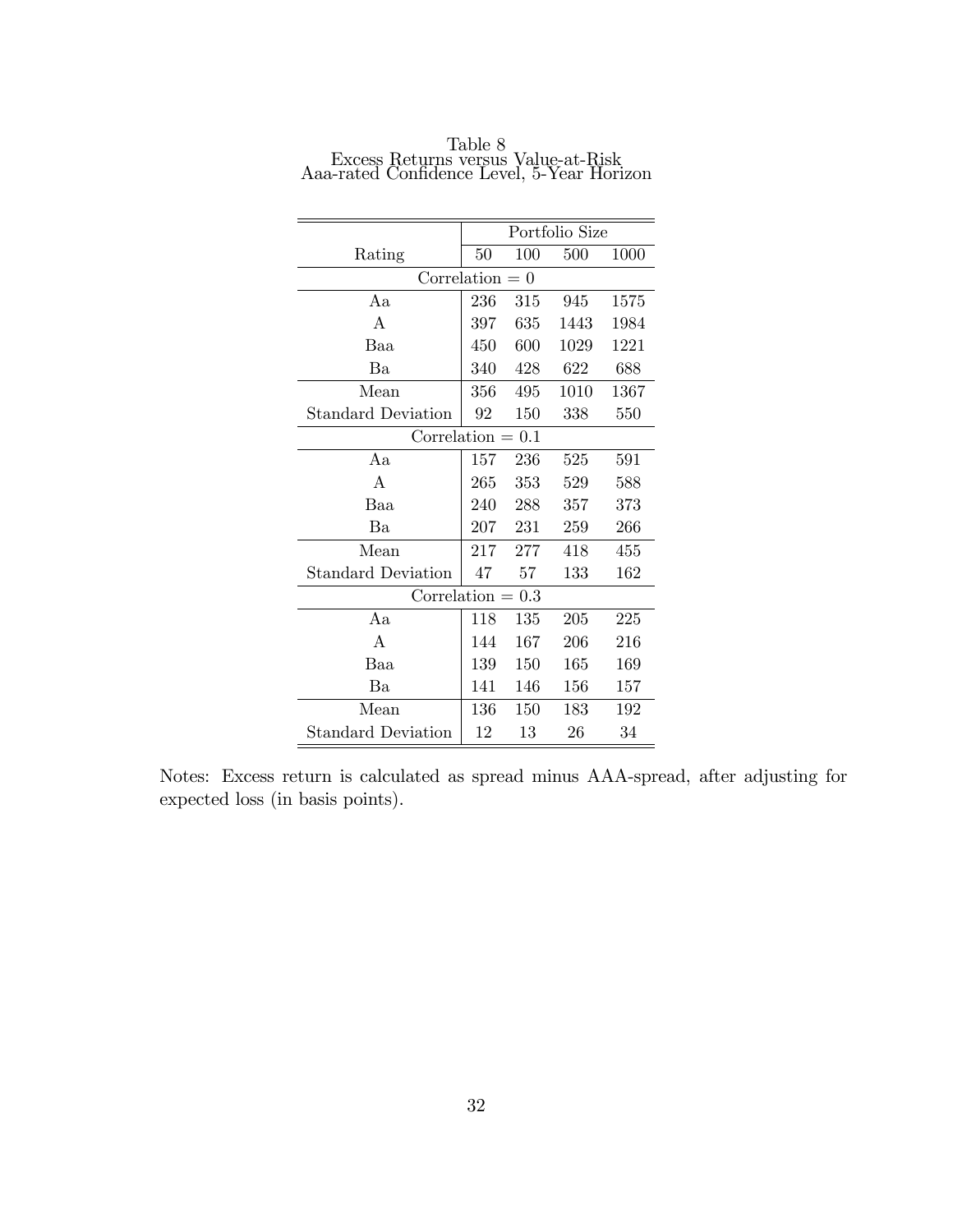Table 8
Excess Returns versus Value-at-Risk
Aaa-rated Confidence Level, 5-Year Horizon

| | Portfolio Size | | | |
|---|---|---|---|---|
| Rating | 50 | 100 | 500 | 1000 |
| Correlation = 0 | | | | |
| Aa | 236 | 315 | 945 | 1575 |
| A | 397 | 635 | 1443 | 1984 |
| Baa | 450 | 600 | 1029 | 1221 |
| Ba | 340 | 428 | 622 | 688 |
| Mean | 356 | 495 | 1010 | 1367 |
| Standard Deviation | 92 | 150 | 338 | 550 |
| Correlation = 0.1 | | | | |
| Aa | 157 | 236 | 525 | 591 |
| A | 265 | 353 | 529 | 588 |
| Baa | 240 | 288 | 357 | 373 |
| Ba | 207 | 231 | 259 | 266 |
| Mean | 217 | 277 | 418 | 455 |
| Standard Deviation | 47 | 57 | 133 | 162 |
| Correlation = 0.3 | | | | |
| Aa | 118 | 135 | 205 | 225 |
| A | 144 | 167 | 206 | 216 |
| Baa | 139 | 150 | 165 | 169 |
| Ba | 141 | 146 | 156 | 157 |
| Mean | 136 | 150 | 183 | 192 |
| Standard Deviation | 12 | 13 | 26 | 34 |

Notes: Excess return is calculated as spread minus AAA-spread, after adjusting for expected loss (in basis points).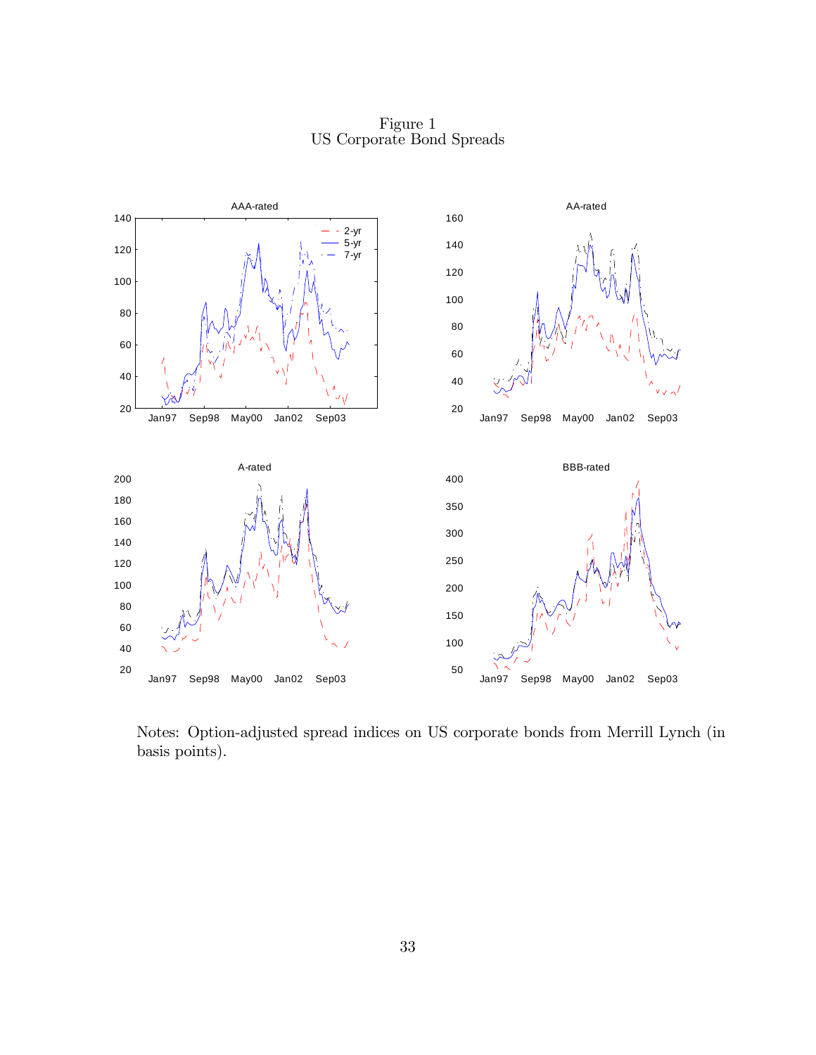Figure 1
US Corporate Bond Spreads

Notes: Option-adjusted spread indices on US corporate bonds from Merrill Lynch (in basis points).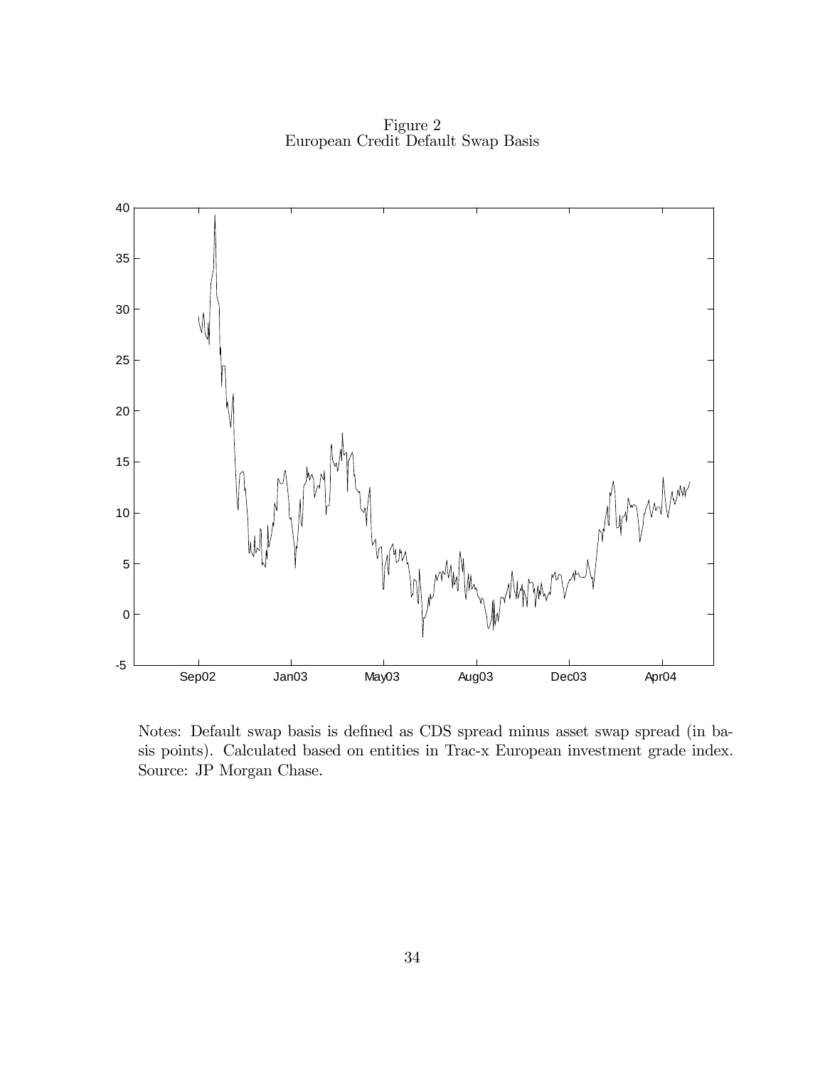Figure 2
European Credit Default Swap Basis

Notes: Default swap basis is defined as CDS spread minus asset swap spread (in basis points). Calculated based on entities in Trac-x European investment grade index. Source: JP Morgan Chase.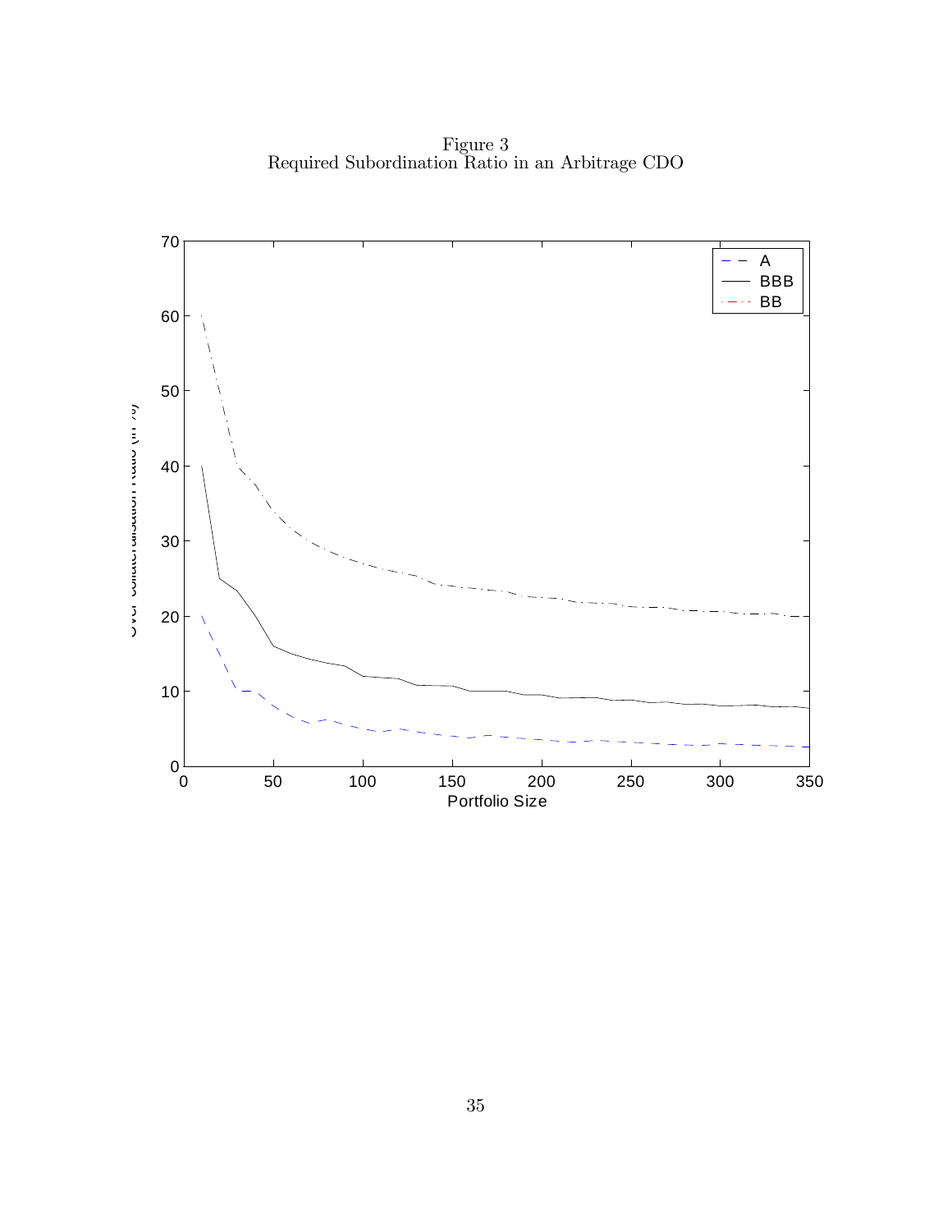Figure 3
Required Subordination Ratio in an Arbitrage CDO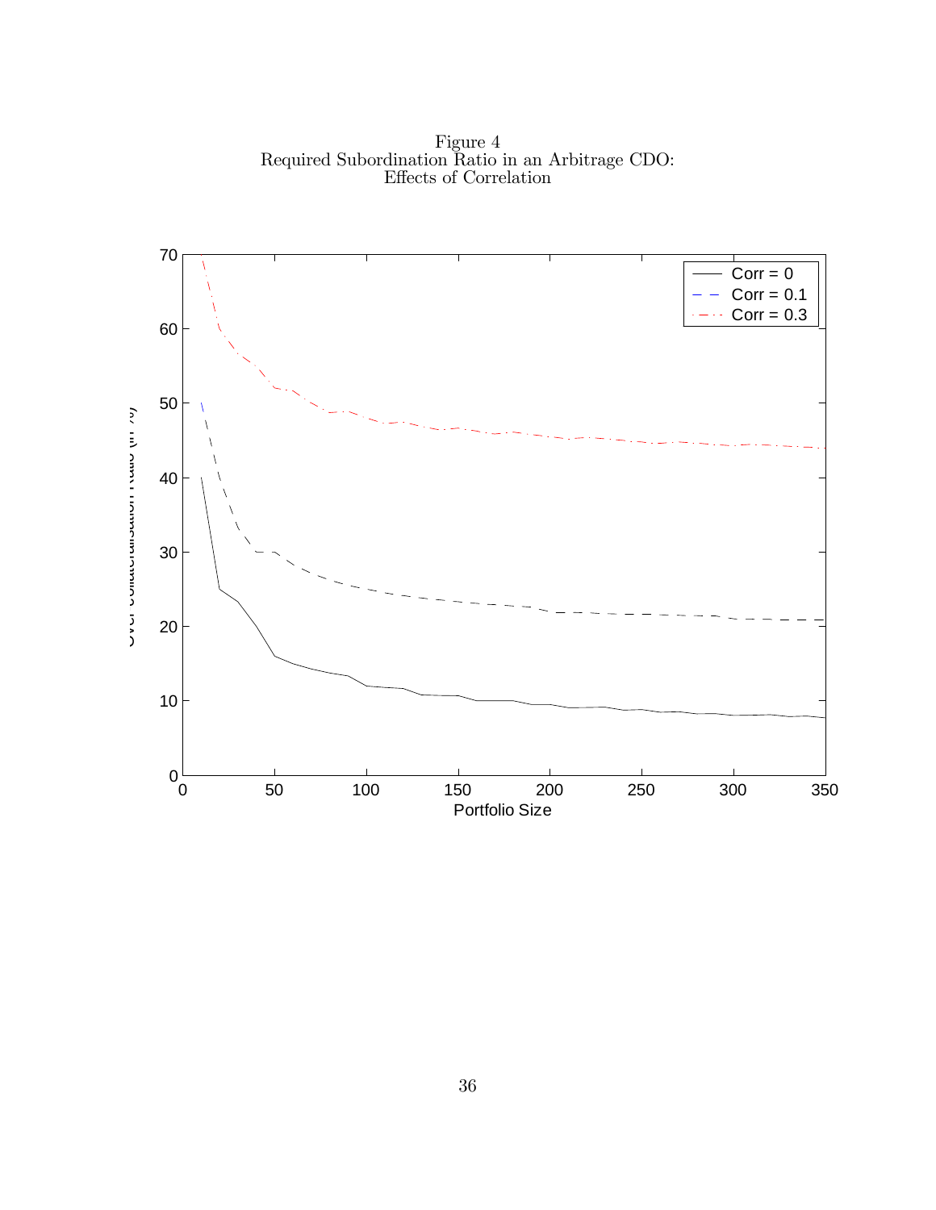Figure 4
Required Subordination Ratio in an Arbitrage CDO:
Effects of Correlation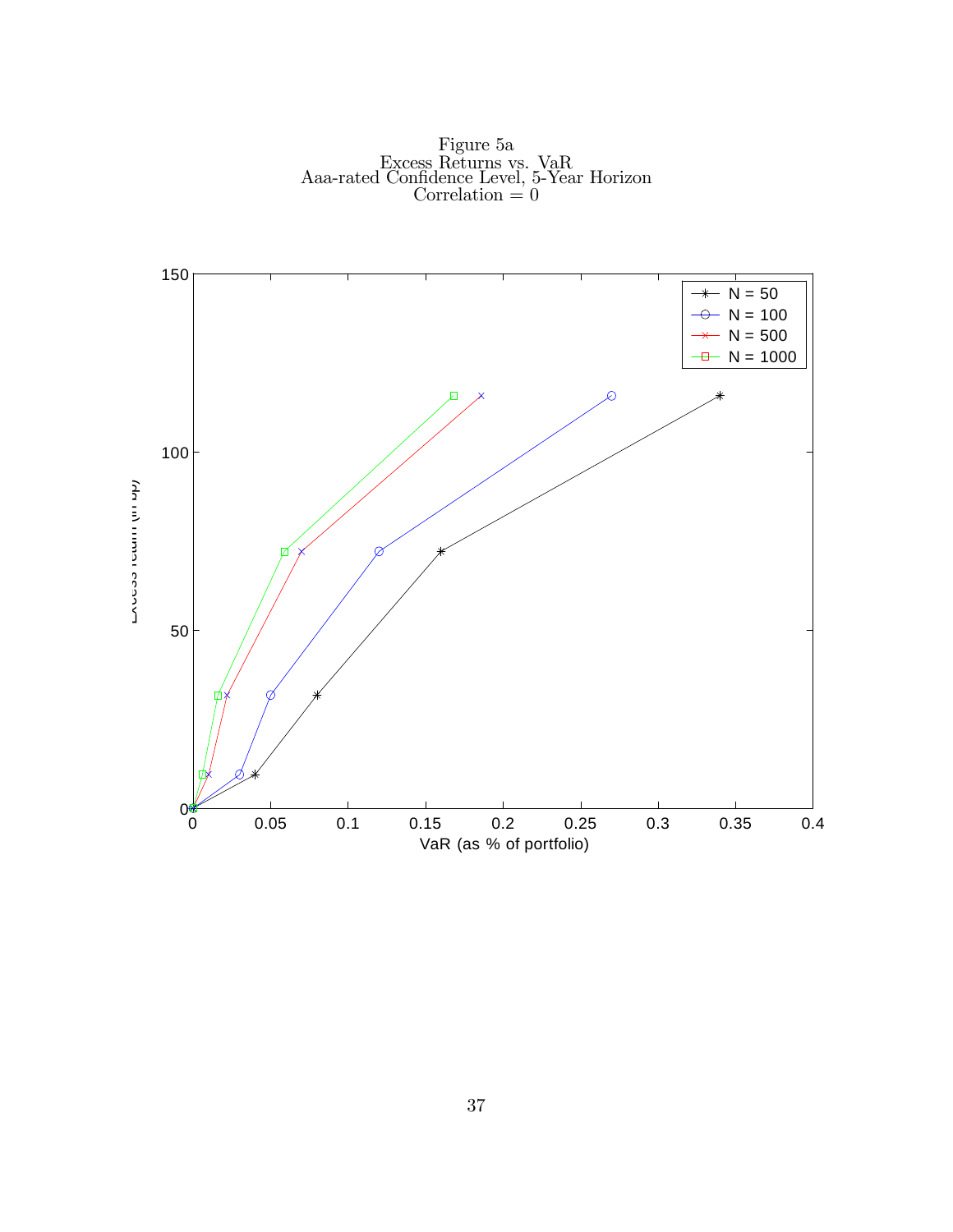Figure 5a
Excess Returns vs. VaR
Aaa-rated Confidence Level, 5-Year Horizon
Correlation = 0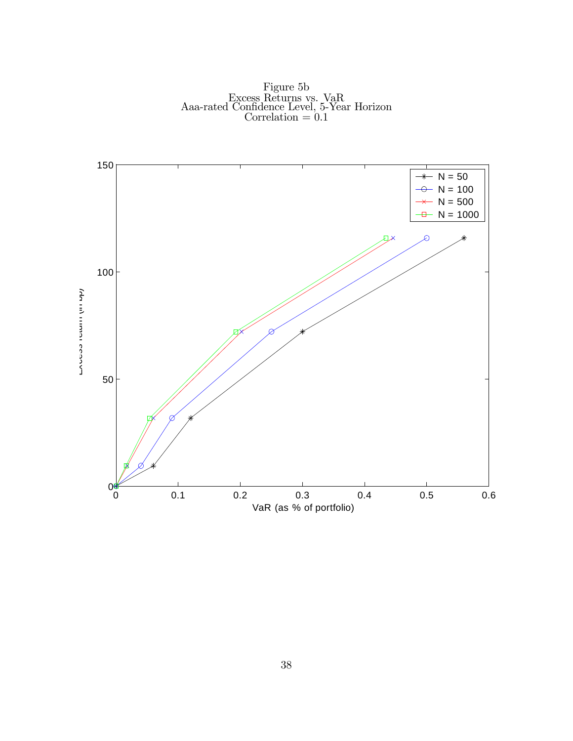Figure 5b
Excess Returns vs. VaR
Aaa-rated Confidence Level, 5-Year Horizon
Correlation = 0.1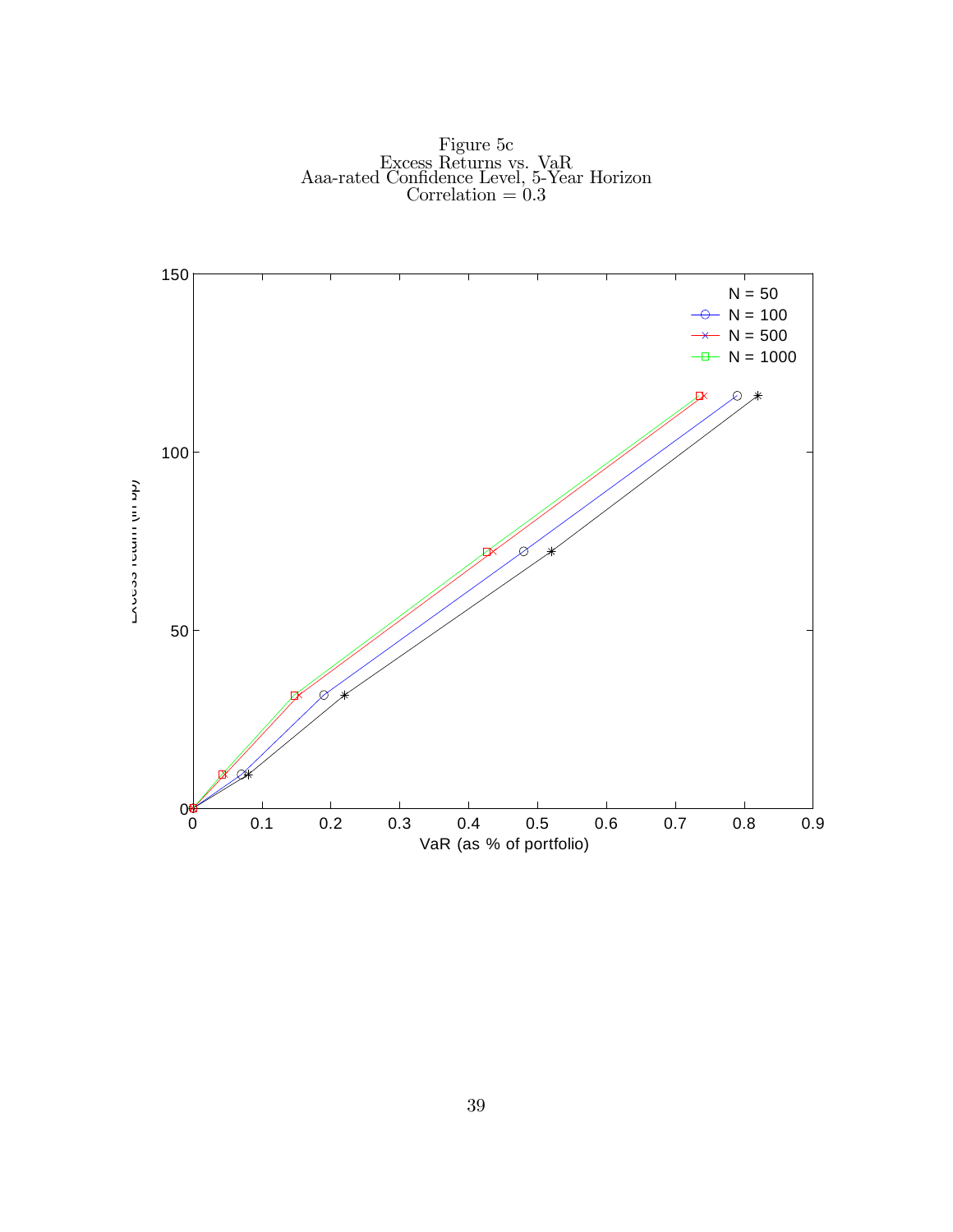Figure 5c
Excess Returns vs. VaR
Aaa-rated Confidence Level, 5-Year Horizon
Correlation = 0.3

N = 50
N = 100
N = 500
N = 1000

Excess return (in bp)

150
100
50
0

0
0.1
0.2
0.3
0.4
0.5
0.6
0.7
0.8
0.9

VaR (as % of portfolio)